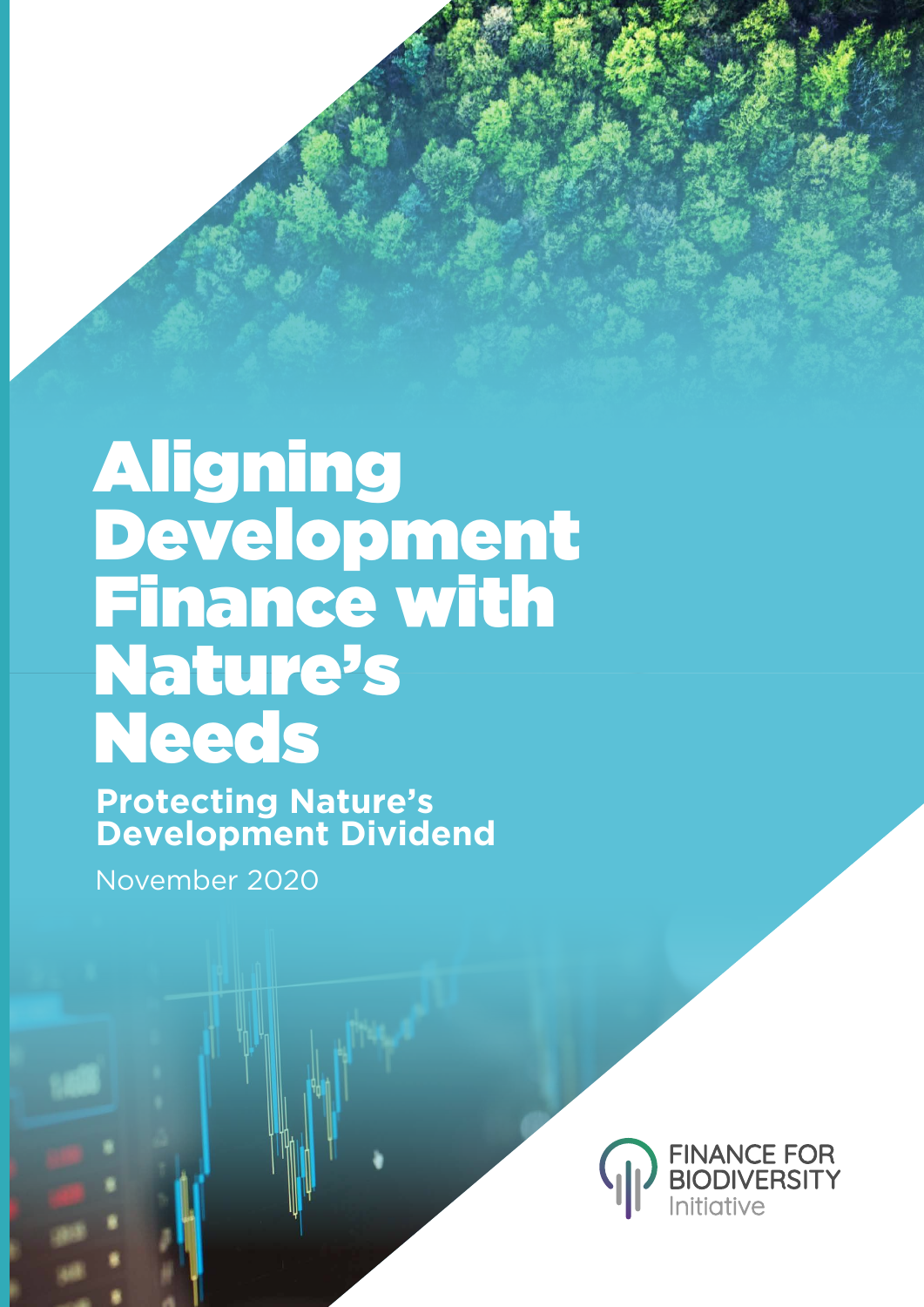# Aligning Development Finance with Nature's Needs

## Protecting Nature's Development Dividend

November 2020

FINANCE FOR BIODIVERSITY Initiative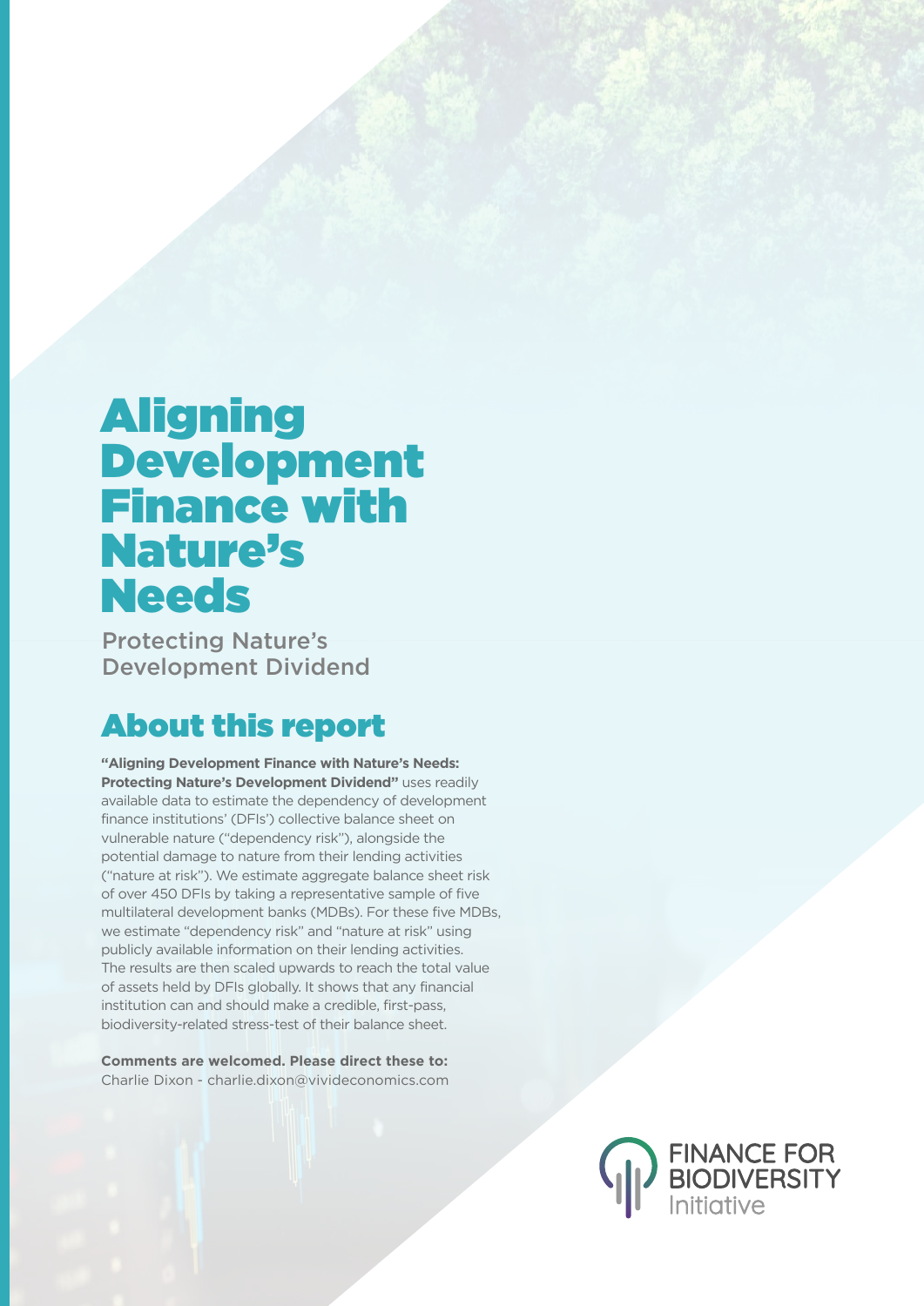# Aligning Development Finance with Nature's Needs

Protecting Nature's Development Dividend

## About this report

**"Aligning Development Finance with Nature's Needs: Protecting Nature's Development Dividend"** uses readily available data to estimate the dependency of development finance institutions' (DFIs') collective balance sheet on vulnerable nature ("dependency risk"), alongside the potential damage to nature from their lending activities ("nature at risk"). We estimate aggregate balance sheet risk of over 450 DFIs by taking a representative sample of five multilateral development banks (MDBs). For these five MDBs, we estimate "dependency risk" and "nature at risk" using publicly available information on their lending activities. The results are then scaled upwards to reach the total value of assets held by DFIs globally. It shows that any financial institution can and should make a credible, first-pass, biodiversity-related stress-test of their balance sheet.

**Comments are welcomed. Please direct these to:**
Charlie Dixon - charlie.dixon@vivideconomics.com

FINANCE FOR BIODIVERSITY Initiative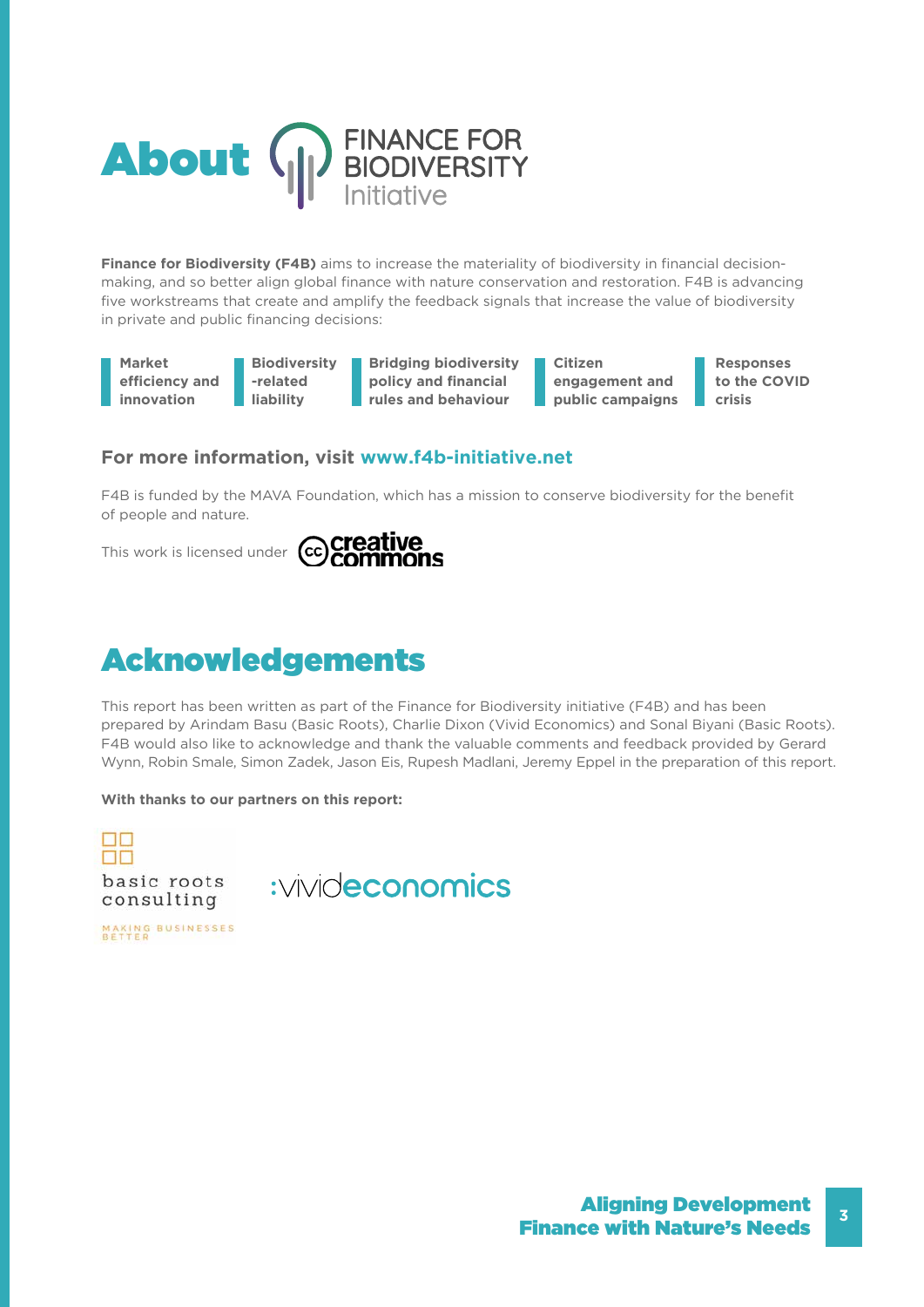# About FINANCE FOR BIODIVERSITY Initiative

**Finance for Biodiversity (F4B)** aims to increase the materiality of biodiversity in financial decision-making, and so better align global finance with nature conservation and restoration. F4B is advancing five workstreams that create and amplify the feedback signals that increase the value of biodiversity in private and public financing decisions:

- **Market efficiency and innovation**
- **Biodiversity-related liability**
- **Bridging biodiversity policy and financial rules and behaviour**
- **Citizen engagement and public campaigns**
- **Responses to the COVID crisis**

### For more information, visit www.f4b-initiative.net

F4B is funded by the MAVA Foundation, which has a mission to conserve biodiversity for the benefit of people and nature.

This work is licensed under creative commons

# Acknowledgements

This report has been written as part of the Finance for Biodiversity initiative (F4B) and has been prepared by Arindam Basu (Basic Roots), Charlie Dixon (Vivid Economics) and Sonal Biyani (Basic Roots). F4B would also like to acknowledge and thank the valuable comments and feedback provided by Gerard Wynn, Robin Smale, Simon Zadek, Jason Eis, Rupesh Madlani, Jeremy Eppel in the preparation of this report.

**With thanks to our partners on this report:**

basic roots consulting
MAKING BUSINESSES BETTER

:vivideconomics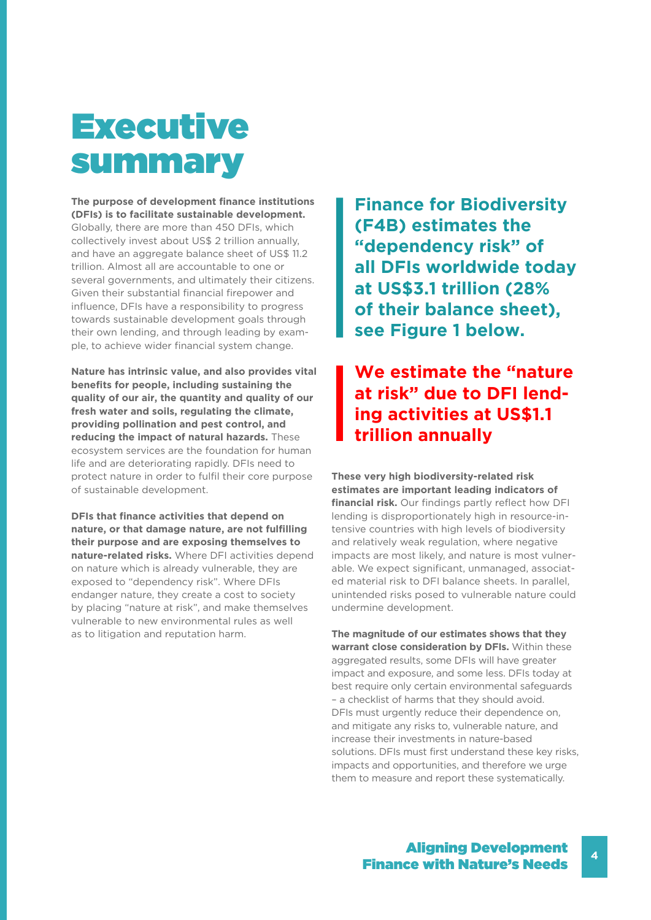# Executive summary

**The purpose of development finance institutions (DFIs) is to facilitate sustainable development.** Globally, there are more than 450 DFIs, which collectively invest about US$ 2 trillion annually, and have an aggregate balance sheet of US$ 11.2 trillion. Almost all are accountable to one or several governments, and ultimately their citizens. Given their substantial financial firepower and influence, DFIs have a responsibility to progress towards sustainable development goals through their own lending, and through leading by example, to achieve wider financial system change.

**Nature has intrinsic value, and also provides vital benefits for people, including sustaining the quality of our air, the quantity and quality of our fresh water and soils, regulating the climate, providing pollination and pest control, and reducing the impact of natural hazards.** These ecosystem services are the foundation for human life and are deteriorating rapidly. DFIs need to protect nature in order to fulfil their core purpose of sustainable development.

**DFIs that finance activities that depend on nature, or that damage nature, are not fulfilling their purpose and are exposing themselves to nature-related risks.** Where DFI activities depend on nature which is already vulnerable, they are exposed to "dependency risk". Where DFIs endanger nature, they create a cost to society by placing "nature at risk", and make themselves vulnerable to new environmental rules as well as to litigation and reputation harm.

> **Finance for Biodiversity (F4B) estimates the "dependency risk" of all DFIs worldwide today at US$3.1 trillion (28% of their balance sheet), see Figure 1 below.**

> **We estimate the "nature at risk" due to DFI lending activities at US$1.1 trillion annually**

**These very high biodiversity-related risk estimates are important leading indicators of financial risk.** Our findings partly reflect how DFI lending is disproportionately high in resource-intensive countries with high levels of biodiversity and relatively weak regulation, where negative impacts are most likely, and nature is most vulnerable. We expect significant, unmanaged, associated material risk to DFI balance sheets. In parallel, unintended risks posed to vulnerable nature could undermine development.

**The magnitude of our estimates shows that they warrant close consideration by DFIs.** Within these aggregated results, some DFIs will have greater impact and exposure, and some less. DFIs today at best require only certain environmental safeguards – a checklist of harms that they should avoid. DFIs must urgently reduce their dependence on, and mitigate any risks to, vulnerable nature, and increase their investments in nature-based solutions. DFIs must first understand these key risks, impacts and opportunities, and therefore we urge them to measure and report these systematically.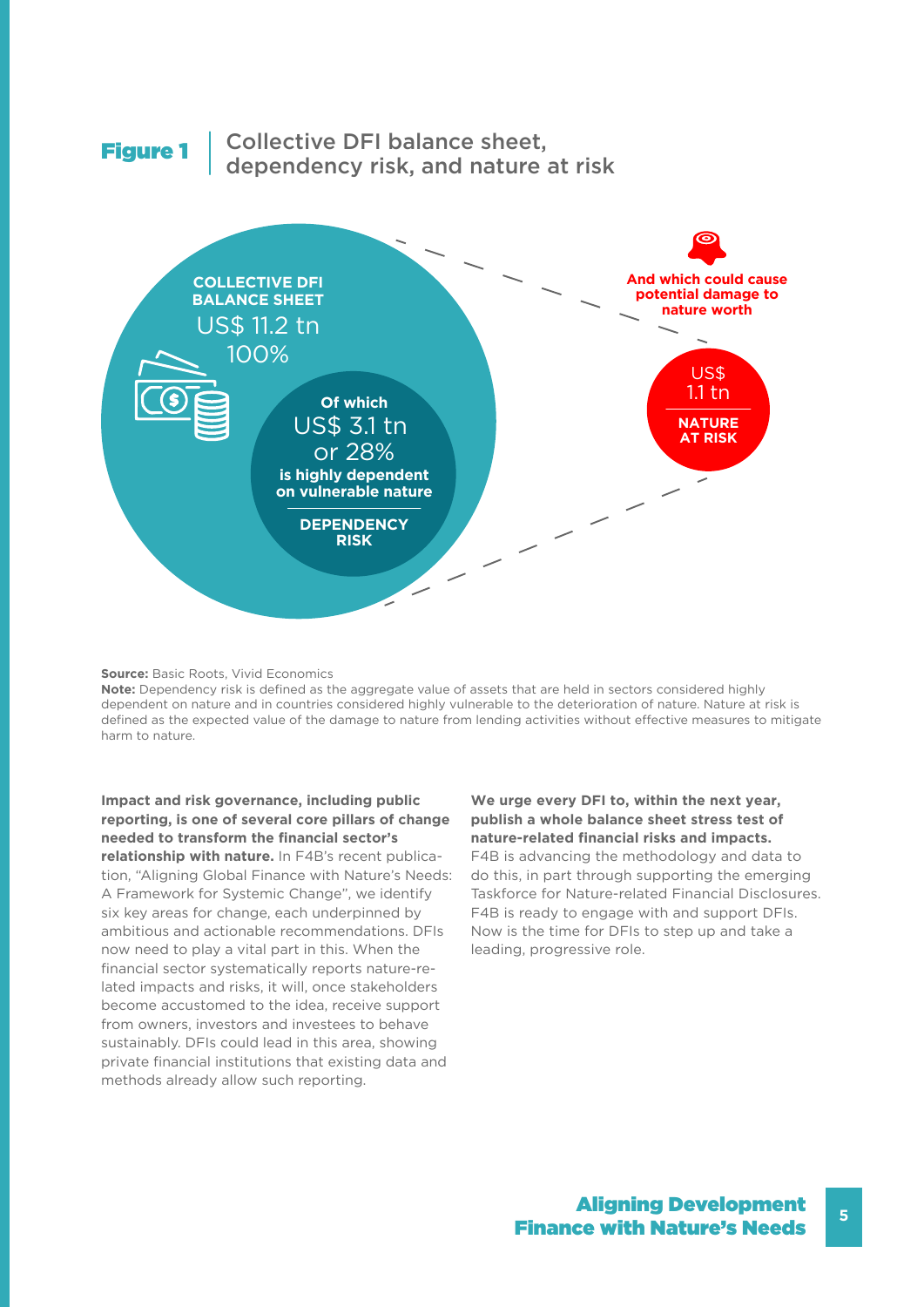**Figure 1** | Collective DFI balance sheet, dependency risk, and nature at risk

COLLECTIVE DFI BALANCE SHEET
US$ 11.2 tn
100%

Of which
US$ 3.1 tn
or 28%
is highly dependent on vulnerable nature

DEPENDENCY RISK

And which could cause potential damage to nature worth

US$ 1.1 tn

NATURE AT RISK

**Source:** Basic Roots, Vivid Economics

**Note:** Dependency risk is defined as the aggregate value of assets that are held in sectors considered highly dependent on nature and in countries considered highly vulnerable to the deterioration of nature. Nature at risk is defined as the expected value of the damage to nature from lending activities without effective measures to mitigate harm to nature.

**Impact and risk governance, including public reporting, is one of several core pillars of change needed to transform the financial sector's relationship with nature.** In F4B's recent publication, "Aligning Global Finance with Nature's Needs: A Framework for Systemic Change", we identify six key areas for change, each underpinned by ambitious and actionable recommendations. DFIs now need to play a vital part in this. When the financial sector systematically reports nature-related impacts and risks, it will, once stakeholders become accustomed to the idea, receive support from owners, investors and investees to behave sustainably. DFIs could lead in this area, showing private financial institutions that existing data and methods already allow such reporting.

**We urge every DFI to, within the next year, publish a whole balance sheet stress test of nature-related financial risks and impacts.** F4B is advancing the methodology and data to do this, in part through supporting the emerging Taskforce for Nature-related Financial Disclosures. F4B is ready to engage with and support DFIs. Now is the time for DFIs to step up and take a leading, progressive role.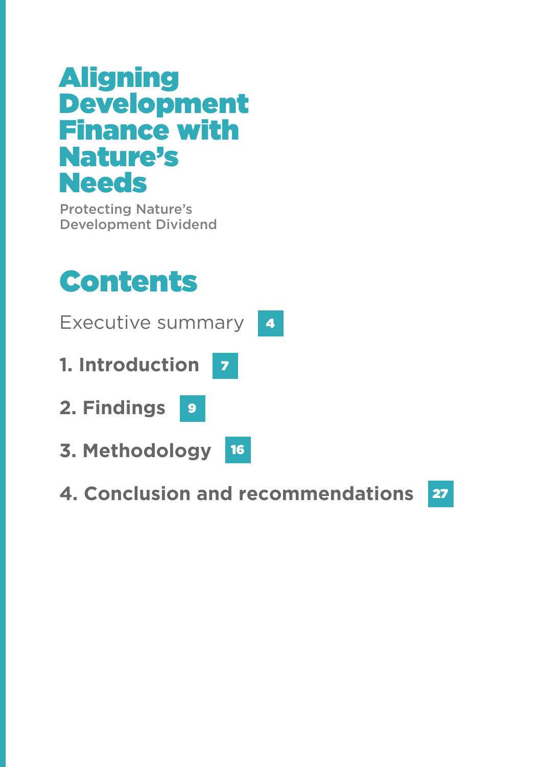# Aligning Development Finance with Nature's Needs

Protecting Nature's Development Dividend

## Contents

Executive summary 4

**1. Introduction** 7

**2. Findings** 9

**3. Methodology** 16

**4. Conclusion and recommendations** 27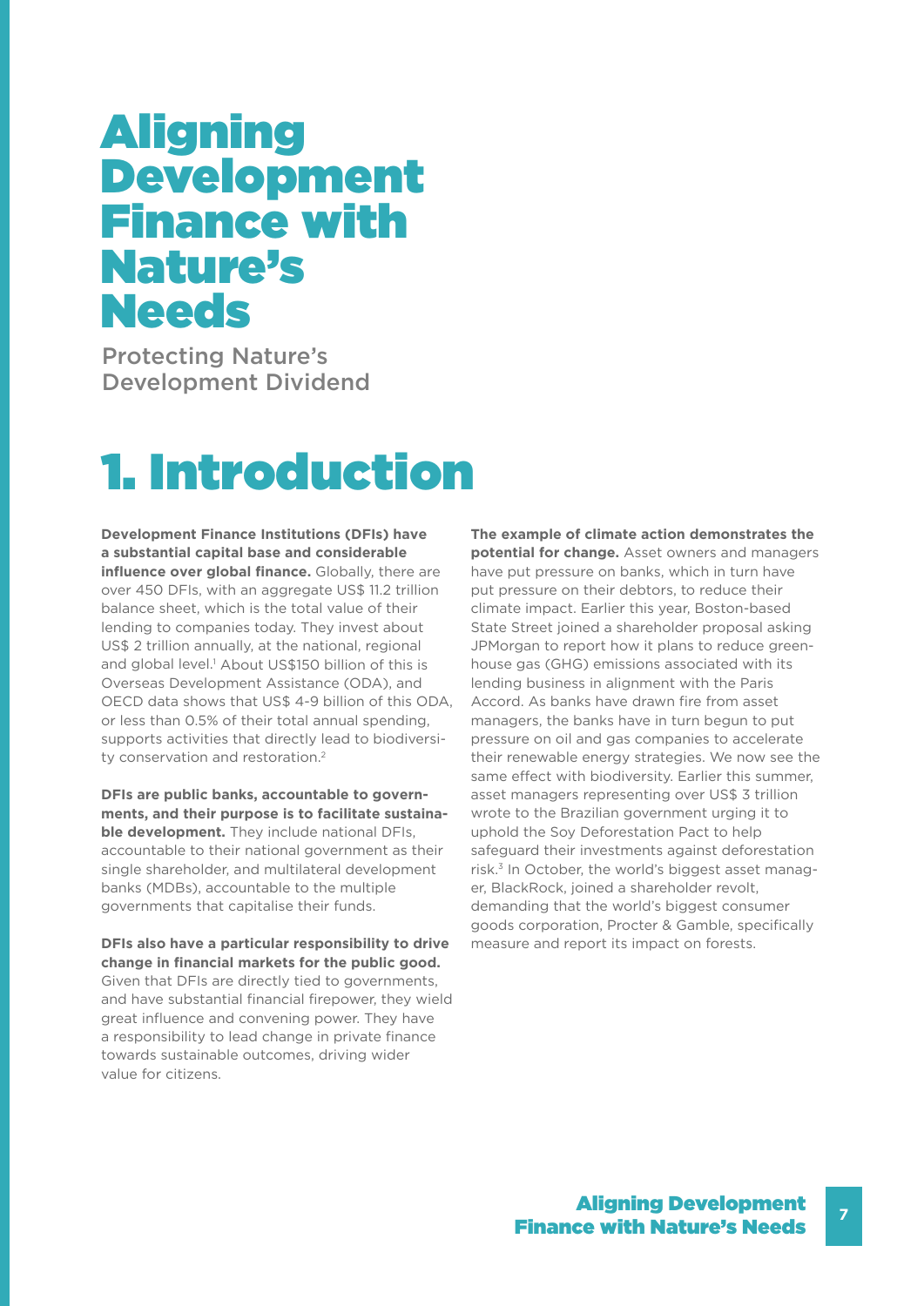# Aligning Development Finance with Nature's Needs

Protecting Nature's Development Dividend

# 1. Introduction

**Development Finance Institutions (DFIs) have a substantial capital base and considerable influence over global finance.** Globally, there are over 450 DFIs, with an aggregate US$ 11.2 trillion balance sheet, which is the total value of their lending to companies today. They invest about US$ 2 trillion annually, at the national, regional and global level.[1] About US$150 billion of this is Overseas Development Assistance (ODA), and OECD data shows that US$ 4-9 billion of this ODA, or less than 0.5% of their total annual spending, supports activities that directly lead to biodiversity conservation and restoration.[2]

**DFIs are public banks, accountable to governments, and their purpose is to facilitate sustainable development.** They include national DFIs, accountable to their national government as their single shareholder, and multilateral development banks (MDBs), accountable to the multiple governments that capitalise their funds.

**DFIs also have a particular responsibility to drive change in financial markets for the public good.** Given that DFIs are directly tied to governments, and have substantial financial firepower, they wield great influence and convening power. They have a responsibility to lead change in private finance towards sustainable outcomes, driving wider value for citizens.

**The example of climate action demonstrates the potential for change.** Asset owners and managers have put pressure on banks, which in turn have put pressure on their debtors, to reduce their climate impact. Earlier this year, Boston-based State Street joined a shareholder proposal asking JPMorgan to report how it plans to reduce greenhouse gas (GHG) emissions associated with its lending business in alignment with the Paris Accord. As banks have drawn fire from asset managers, the banks have in turn begun to put pressure on oil and gas companies to accelerate their renewable energy strategies. We now see the same effect with biodiversity. Earlier this summer, asset managers representing over US$ 3 trillion wrote to the Brazilian government urging it to uphold the Soy Deforestation Pact to help safeguard their investments against deforestation risk.[3] In October, the world's biggest asset manager, BlackRock, joined a shareholder revolt, demanding that the world's biggest consumer goods corporation, Procter & Gamble, specifically measure and report its impact on forests.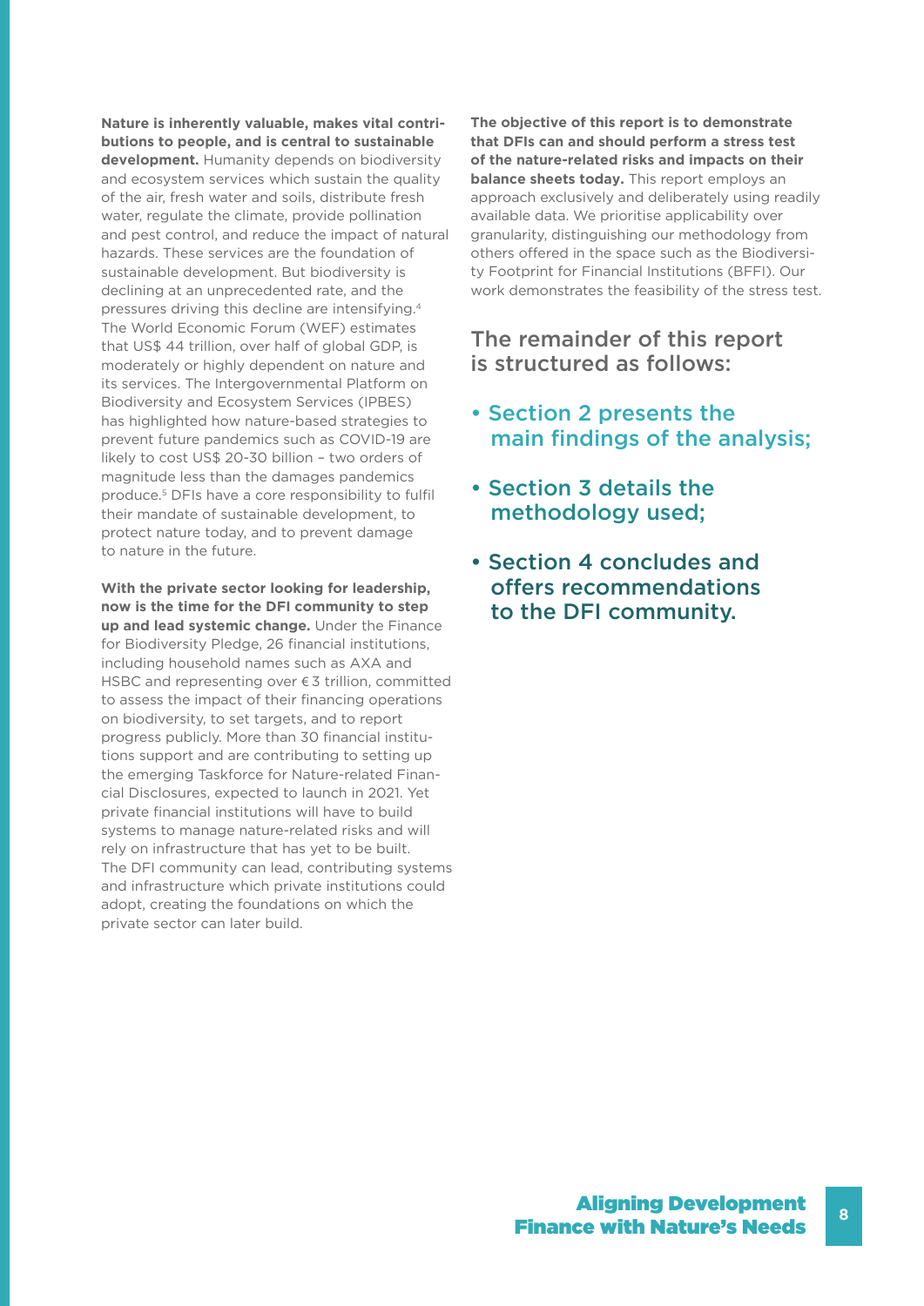**Nature is inherently valuable, makes vital contributions to people, and is central to sustainable development.** Humanity depends on biodiversity and ecosystem services which sustain the quality of the air, fresh water and soils, distribute fresh water, regulate the climate, provide pollination and pest control, and reduce the impact of natural hazards. These services are the foundation of sustainable development. But biodiversity is declining at an unprecedented rate, and the pressures driving this decline are intensifying.[4] The World Economic Forum (WEF) estimates that US$ 44 trillion, over half of global GDP, is moderately or highly dependent on nature and its services. The Intergovernmental Platform on Biodiversity and Ecosystem Services (IPBES) has highlighted how nature-based strategies to prevent future pandemics such as COVID-19 are likely to cost US$ 20-30 billion – two orders of magnitude less than the damages pandemics produce.[5] DFIs have a core responsibility to fulfil their mandate of sustainable development, to protect nature today, and to prevent damage to nature in the future.

**With the private sector looking for leadership, now is the time for the DFI community to step up and lead systemic change.** Under the Finance for Biodiversity Pledge, 26 financial institutions, including household names such as AXA and HSBC and representing over € 3 trillion, committed to assess the impact of their financing operations on biodiversity, to set targets, and to report progress publicly. More than 30 financial institutions support and are contributing to setting up the emerging Taskforce for Nature-related Financial Disclosures, expected to launch in 2021. Yet private financial institutions will have to build systems to manage nature-related risks and will rely on infrastructure that has yet to be built. The DFI community can lead, contributing systems and infrastructure which private institutions could adopt, creating the foundations on which the private sector can later build.

**The objective of this report is to demonstrate that DFIs can and should perform a stress test of the nature-related risks and impacts on their balance sheets today.** This report employs an approach exclusively and deliberately using readily available data. We prioritise applicability over granularity, distinguishing our methodology from others offered in the space such as the Biodiversity Footprint for Financial Institutions (BFFI). Our work demonstrates the feasibility of the stress test.

## The remainder of this report is structured as follows:

- Section 2 presents the main findings of the analysis;
- Section 3 details the methodology used;
- Section 4 concludes and offers recommendations to the DFI community.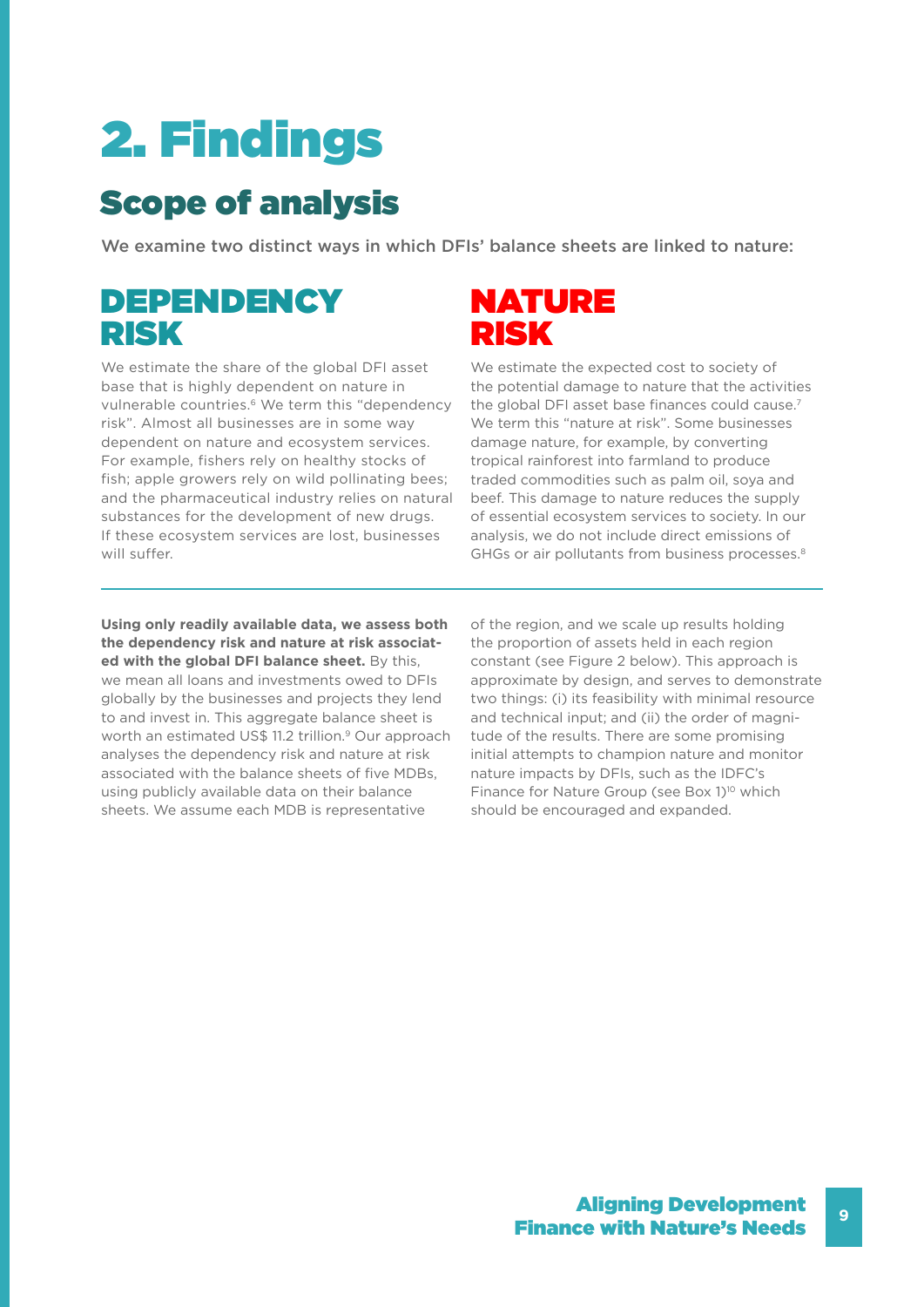# 2. Findings

## Scope of analysis

We examine two distinct ways in which DFIs' balance sheets are linked to nature:

### DEPENDENCY RISK

We estimate the share of the global DFI asset base that is highly dependent on nature in vulnerable countries.[6] We term this "dependency risk". Almost all businesses are in some way dependent on nature and ecosystem services. For example, fishers rely on healthy stocks of fish; apple growers rely on wild pollinating bees; and the pharmaceutical industry relies on natural substances for the development of new drugs. If these ecosystem services are lost, businesses will suffer.

### NATURE RISK

We estimate the expected cost to society of the potential damage to nature that the activities the global DFI asset base finances could cause.[7] We term this "nature at risk". Some businesses damage nature, for example, by converting tropical rainforest into farmland to produce traded commodities such as palm oil, soya and beef. This damage to nature reduces the supply of essential ecosystem services to society. In our analysis, we do not include direct emissions of GHGs or air pollutants from business processes.[8]

---

**Using only readily available data, we assess both the dependency risk and nature at risk associated with the global DFI balance sheet.** By this, we mean all loans and investments owed to DFIs globally by the businesses and projects they lend to and invest in. This aggregate balance sheet is worth an estimated US$ 11.2 trillion.[9] Our approach analyses the dependency risk and nature at risk associated with the balance sheets of five MDBs, using publicly available data on their balance sheets. We assume each MDB is representative of the region, and we scale up results holding the proportion of assets held in each region constant (see Figure 2 below). This approach is approximate by design, and serves to demonstrate two things: (i) its feasibility with minimal resource and technical input; and (ii) the order of magnitude of the results. There are some promising initial attempts to champion nature and monitor nature impacts by DFIs, such as the IDFC's Finance for Nature Group (see Box 1)[10] which should be encouraged and expanded.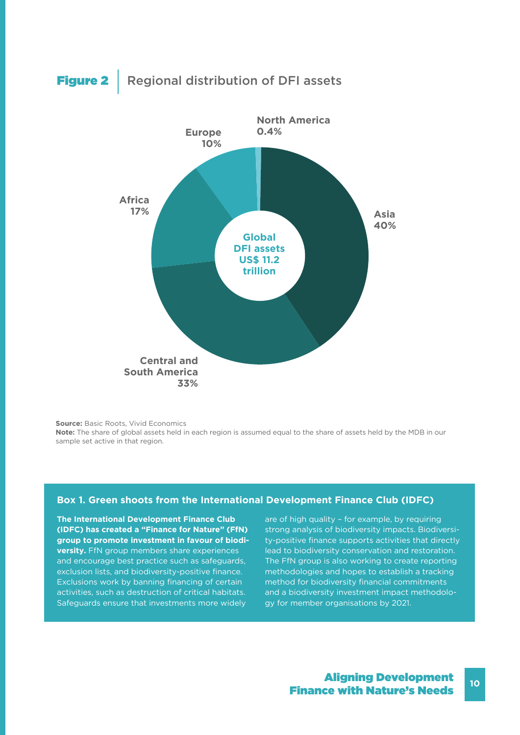**Figure 2** | Regional distribution of DFI assets

North America
0.4%

Europe
10%

Africa
17%

Asia
40%

Global
DFI assets
US$ 11.2
trillion

Central and
South America
33%

**Source:** Basic Roots, Vivid Economics
**Note:** The share of global assets held in each region is assumed equal to the share of assets held by the MDB in our sample set active in that region.

### Box 1. Green shoots from the International Development Finance Club (IDFC)

**The International Development Finance Club (IDFC) has created a "Finance for Nature" (FfN) group to promote investment in favour of biodiversity.** FfN group members share experiences and encourage best practice such as safeguards, exclusion lists, and biodiversity-positive finance. Exclusions work by banning financing of certain activities, such as destruction of critical habitats. Safeguards ensure that investments more widely are of high quality – for example, by requiring strong analysis of biodiversity impacts. Biodiversity-positive finance supports activities that directly lead to biodiversity conservation and restoration. The FfN group is also working to create reporting methodologies and hopes to establish a tracking method for biodiversity financial commitments and a biodiversity investment impact methodology for member organisations by 2021.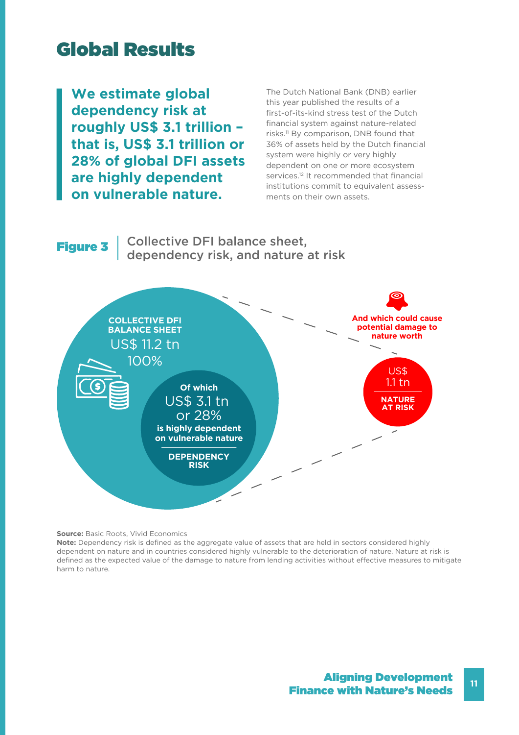# Global Results

**We estimate global dependency risk at roughly US$ 3.1 trillion – that is, US$ 3.1 trillion or 28% of global DFI assets are highly dependent on vulnerable nature.**

The Dutch National Bank (DNB) earlier this year published the results of a first-of-its-kind stress test of the Dutch financial system against nature-related risks.[11] By comparison, DNB found that 36% of assets held by the Dutch financial system were highly or very highly dependent on one or more ecosystem services.[12] It recommended that financial institutions commit to equivalent assessments on their own assets.

**Figure 3** | Collective DFI balance sheet, dependency risk, and nature at risk

COLLECTIVE DFI BALANCE SHEET
US$ 11.2 tn
100%

Of which
US$ 3.1 tn
or 28%
is highly dependent on vulnerable nature

DEPENDENCY RISK

And which could cause potential damage to nature worth

US$ 1.1 tn
NATURE AT RISK

**Source:** Basic Roots, Vivid Economics

**Note:** Dependency risk is defined as the aggregate value of assets that are held in sectors considered highly dependent on nature and in countries considered highly vulnerable to the deterioration of nature. Nature at risk is defined as the expected value of the damage to nature from lending activities without effective measures to mitigate harm to nature.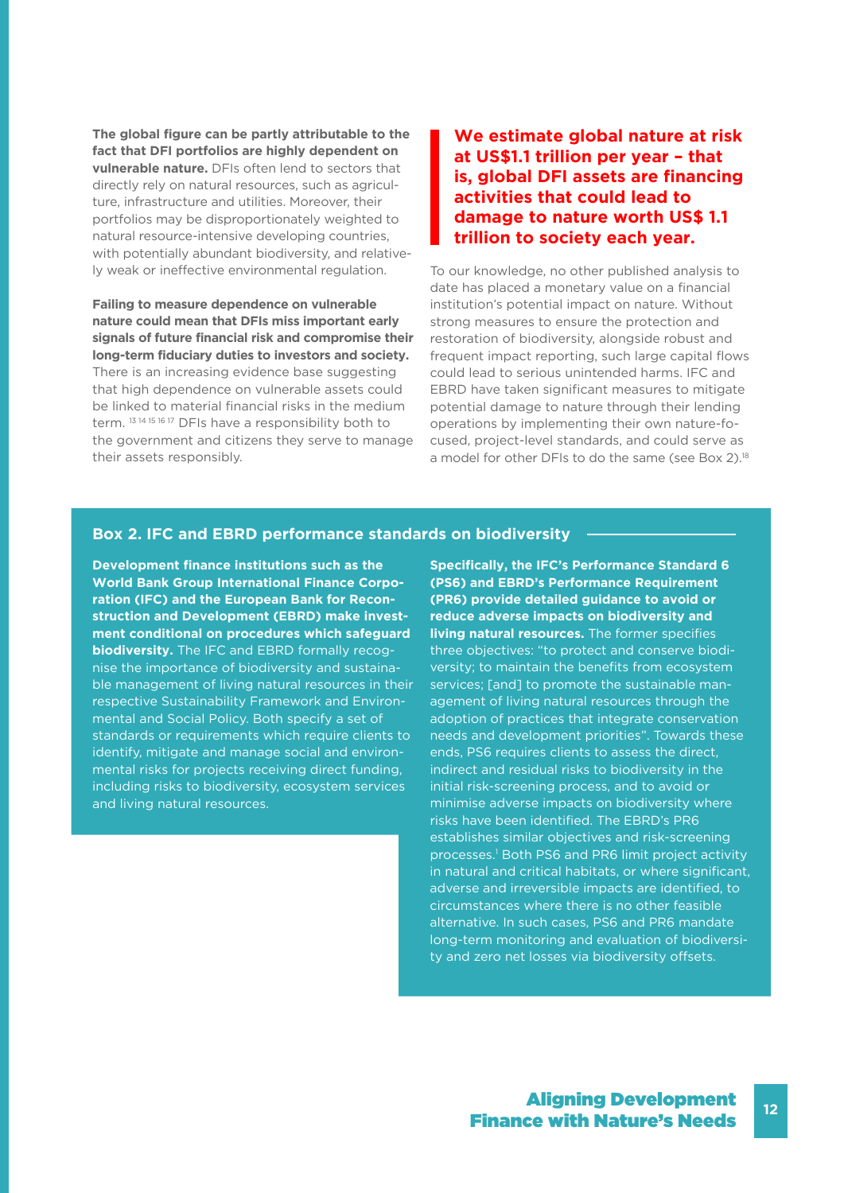**The global figure can be partly attributable to the fact that DFI portfolios are highly dependent on vulnerable nature.** DFIs often lend to sectors that directly rely on natural resources, such as agriculture, infrastructure and utilities. Moreover, their portfolios may be disproportionately weighted to natural resource-intensive developing countries, with potentially abundant biodiversity, and relatively weak or ineffective environmental regulation.

**Failing to measure dependence on vulnerable nature could mean that DFIs miss important early signals of future financial risk and compromise their long-term fiduciary duties to investors and society.** There is an increasing evidence base suggesting that high dependence on vulnerable assets could be linked to material financial risks in the medium term.[13 14 15 16 17] DFIs have a responsibility both to the government and citizens they serve to manage their assets responsibly.

**We estimate global nature at risk at US$1.1 trillion per year – that is, global DFI assets are financing activities that could lead to damage to nature worth US$ 1.1 trillion to society each year.**

To our knowledge, no other published analysis to date has placed a monetary value on a financial institution's potential impact on nature. Without strong measures to ensure the protection and restoration of biodiversity, alongside robust and frequent impact reporting, such large capital flows could lead to serious unintended harms. IFC and EBRD have taken significant measures to mitigate potential damage to nature through their lending operations by implementing their own nature-focused, project-level standards, and could serve as a model for other DFIs to do the same (see Box 2).[18]

### Box 2. IFC and EBRD performance standards on biodiversity

**Development finance institutions such as the World Bank Group International Finance Corporation (IFC) and the European Bank for Reconstruction and Development (EBRD) make investment conditional on procedures which safeguard biodiversity.** The IFC and EBRD formally recognise the importance of biodiversity and sustainable management of living natural resources in their respective Sustainability Framework and Environmental and Social Policy. Both specify a set of standards or requirements which require clients to identify, mitigate and manage social and environmental risks for projects receiving direct funding, including risks to biodiversity, ecosystem services and living natural resources.

**Specifically, the IFC's Performance Standard 6 (PS6) and EBRD's Performance Requirement (PR6) provide detailed guidance to avoid or reduce adverse impacts on biodiversity and living natural resources.** The former specifies three objectives: "to protect and conserve biodiversity; to maintain the benefits from ecosystem services; [and] to promote the sustainable management of living natural resources through the adoption of practices that integrate conservation needs and development priorities". Towards these ends, PS6 requires clients to assess the direct, indirect and residual risks to biodiversity in the initial risk-screening process, and to avoid or minimise adverse impacts on biodiversity where risks have been identified. The EBRD's PR6 establishes similar objectives and risk-screening processes.[1] Both PS6 and PR6 limit project activity in natural and critical habitats, or where significant, adverse and irreversible impacts are identified, to circumstances where there is no other feasible alternative. In such cases, PS6 and PR6 mandate long-term monitoring and evaluation of biodiversity and zero net losses via biodiversity offsets.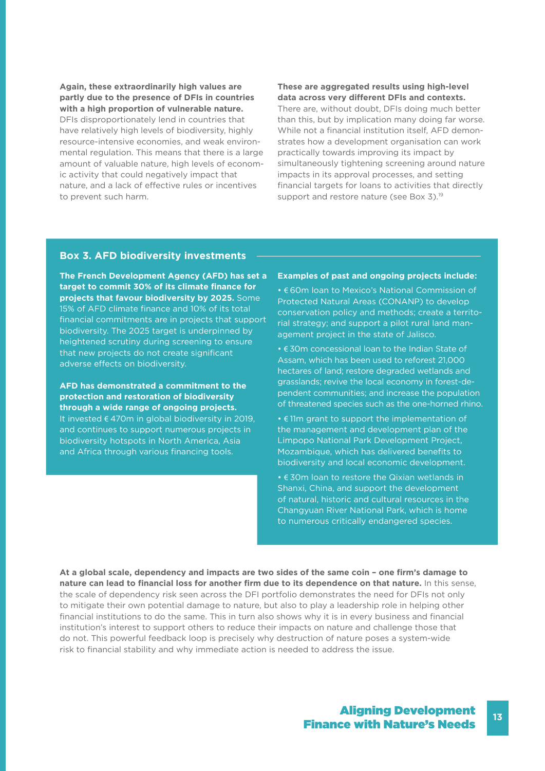**Again, these extraordinarily high values are partly due to the presence of DFIs in countries with a high proportion of vulnerable nature.** DFIs disproportionately lend in countries that have relatively high levels of biodiversity, highly resource-intensive economies, and weak environmental regulation. This means that there is a large amount of valuable nature, high levels of economic activity that could negatively impact that nature, and a lack of effective rules or incentives to prevent such harm.

**These are aggregated results using high-level data across very different DFIs and contexts.** There are, without doubt, DFIs doing much better than this, but by implication many doing far worse. While not a financial institution itself, AFD demonstrates how a development organisation can work practically towards improving its impact by simultaneously tightening screening around nature impacts in its approval processes, and setting financial targets for loans to activities that directly support and restore nature (see Box 3).[19]

## Box 3. AFD biodiversity investments

**The French Development Agency (AFD) has set a target to commit 30% of its climate finance for projects that favour biodiversity by 2025.** Some 15% of AFD climate finance and 10% of its total financial commitments are in projects that support biodiversity. The 2025 target is underpinned by heightened scrutiny during screening to ensure that new projects do not create significant adverse effects on biodiversity.

**AFD has demonstrated a commitment to the protection and restoration of biodiversity through a wide range of ongoing projects.** It invested € 470m in global biodiversity in 2019, and continues to support numerous projects in biodiversity hotspots in North America, Asia and Africa through various financing tools.

**Examples of past and ongoing projects include:**

- € 60m loan to Mexico's National Commission of Protected Natural Areas (CONANP) to develop conservation policy and methods; create a territorial strategy; and support a pilot rural land management project in the state of Jalisco.
- € 30m concessional loan to the Indian State of Assam, which has been used to reforest 21,000 hectares of land; restore degraded wetlands and grasslands; revive the local economy in forest-dependent communities; and increase the population of threatened species such as the one-horned rhino.
- € 11m grant to support the implementation of the management and development plan of the Limpopo National Park Development Project, Mozambique, which has delivered benefits to biodiversity and local economic development.
- € 30m loan to restore the Qixian wetlands in Shanxi, China, and support the development of natural, historic and cultural resources in the Changyuan River National Park, which is home to numerous critically endangered species.

**At a global scale, dependency and impacts are two sides of the same coin – one firm's damage to nature can lead to financial loss for another firm due to its dependence on that nature.** In this sense, the scale of dependency risk seen across the DFI portfolio demonstrates the need for DFIs not only to mitigate their own potential damage to nature, but also to play a leadership role in helping other financial institutions to do the same. This in turn also shows why it is in every business and financial institution's interest to support others to reduce their impacts on nature and challenge those that do not. This powerful feedback loop is precisely why destruction of nature poses a system-wide risk to financial stability and why immediate action is needed to address the issue.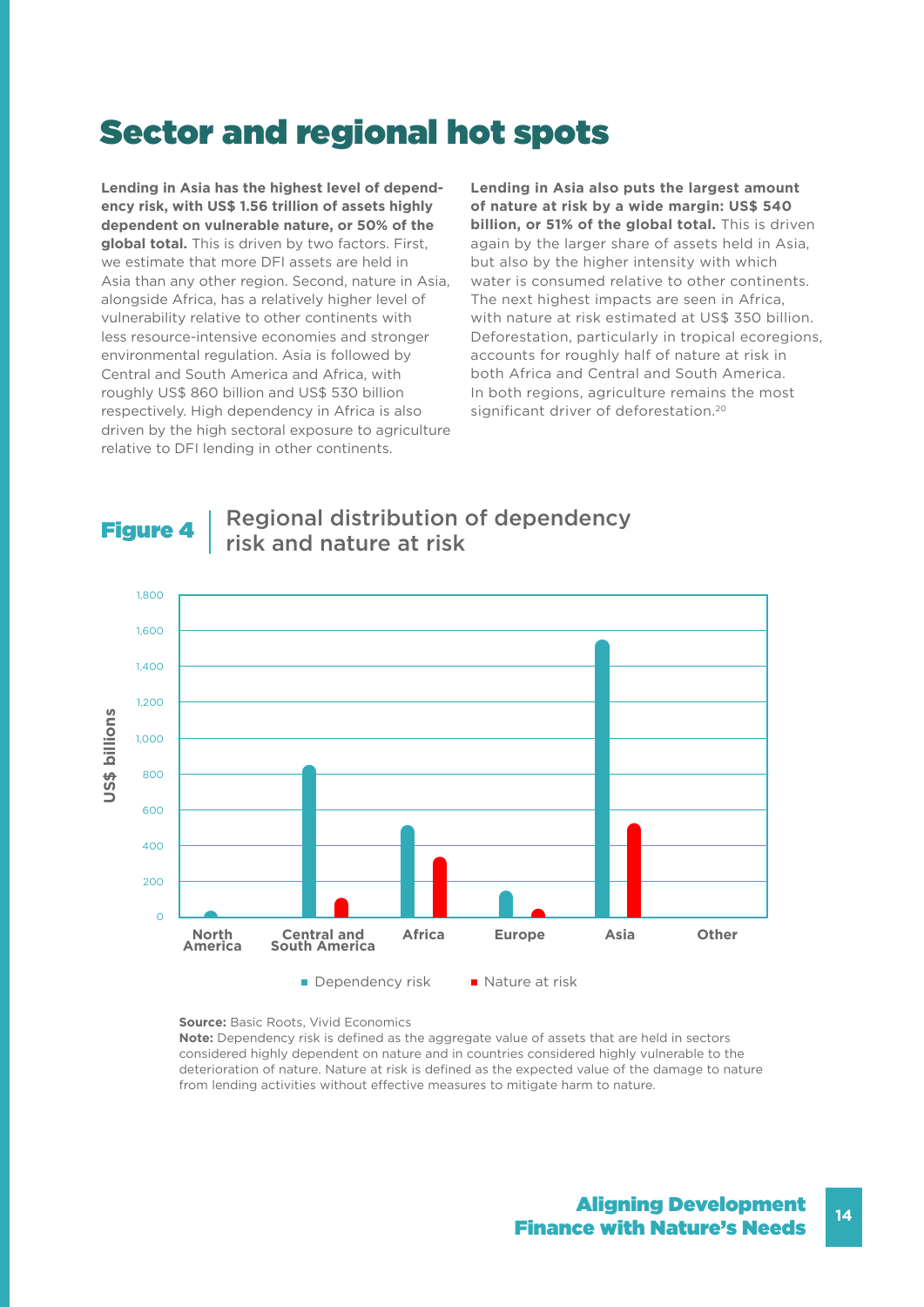# Sector and regional hot spots

**Lending in Asia has the highest level of dependency risk, with US$ 1.56 trillion of assets highly dependent on vulnerable nature, or 50% of the global total.** This is driven by two factors. First, we estimate that more DFI assets are held in Asia than any other region. Second, nature in Asia, alongside Africa, has a relatively higher level of vulnerability relative to other continents with less resource-intensive economies and stronger environmental regulation. Asia is followed by Central and South America and Africa, with roughly US$ 860 billion and US$ 530 billion respectively. High dependency in Africa is also driven by the high sectoral exposure to agriculture relative to DFI lending in other continents.

**Lending in Asia also puts the largest amount of nature at risk by a wide margin: US$ 540 billion, or 51% of the global total.** This is driven again by the larger share of assets held in Asia, but also by the higher intensity with which water is consumed relative to other continents. The next highest impacts are seen in Africa, with nature at risk estimated at US$ 350 billion. Deforestation, particularly in tropical ecoregions, accounts for roughly half of nature at risk in both Africa and Central and South America. In both regions, agriculture remains the most significant driver of deforestation.[20]

**Figure 4** | Regional distribution of dependency risk and nature at risk

US$ billions

1,800
1,600
1,400
1,200
1,000
800
600
400
200
0

North America
Central and South America
Africa
Europe
Asia
Other

Dependency risk
Nature at risk

**Source:** Basic Roots, Vivid Economics
**Note:** Dependency risk is defined as the aggregate value of assets that are held in sectors considered highly dependent on nature and in countries considered highly vulnerable to the deterioration of nature. Nature at risk is defined as the expected value of the damage to nature from lending activities without effective measures to mitigate harm to nature.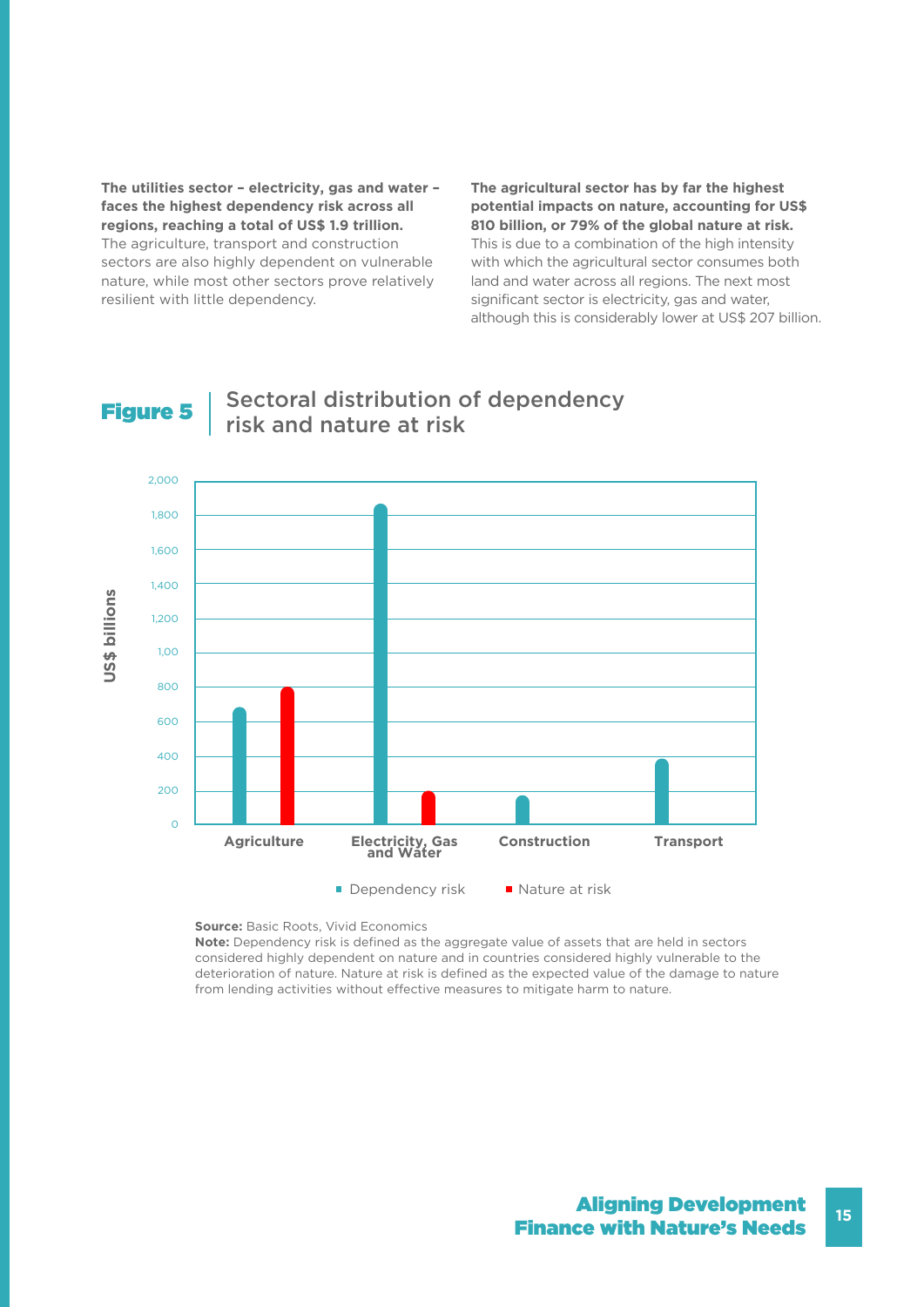**The utilities sector – electricity, gas and water – faces the highest dependency risk across all regions, reaching a total of US$ 1.9 trillion.** The agriculture, transport and construction sectors are also highly dependent on vulnerable nature, while most other sectors prove relatively resilient with little dependency.

**The agricultural sector has by far the highest potential impacts on nature, accounting for US$ 810 billion, or 79% of the global nature at risk.** This is due to a combination of the high intensity with which the agricultural sector consumes both land and water across all regions. The next most significant sector is electricity, gas and water, although this is considerably lower at US$ 207 billion.

## Figure 5 | Sectoral distribution of dependency risk and nature at risk

US$ billions

2,000
1,800
1,600
1,400
1,200
1,00
800
600
400
200
0

Agriculture
Electricity, Gas and Water
Construction
Transport

Dependency risk
Nature at risk

**Source:** Basic Roots, Vivid Economics

**Note:** Dependency risk is defined as the aggregate value of assets that are held in sectors considered highly dependent on nature and in countries considered highly vulnerable to the deterioration of nature. Nature at risk is defined as the expected value of the damage to nature from lending activities without effective measures to mitigate harm to nature.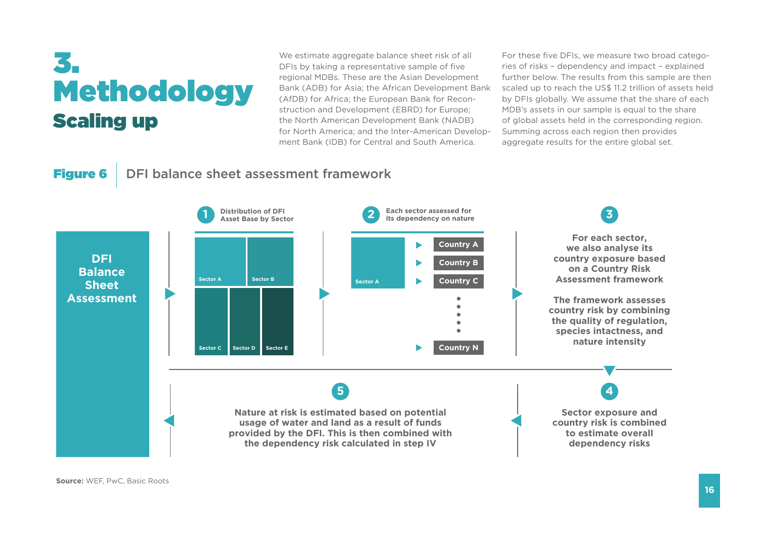# 3. Methodology

## Scaling up

We estimate aggregate balance sheet risk of all DFIs by taking a representative sample of five regional MDBs. These are the Asian Development Bank (ADB) for Asia; the African Development Bank (AfDB) for Africa; the European Bank for Reconstruction and Development (EBRD) for Europe; the North American Development Bank (NADB) for North America; and the Inter-American Development Bank (IDB) for Central and South America.

For these five DFIs, we measure two broad categories of risks – dependency and impact – explained further below. The results from this sample are then scaled up to reach the US$ 11.2 trillion of assets held by DFIs globally. We assume that the share of each MDB's assets in our sample is equal to the share of global assets held in the corresponding region. Summing across each region then provides aggregate results for the entire global set.

**Figure 6** DFI balance sheet assessment framework

DFI Balance Sheet Assessment

1 Distribution of DFI Asset Base by Sector

Sector A
Sector B
Sector C
Sector D
Sector E

2 Each sector assessed for its dependency on nature

Sector A
Country A
Country B
Country C
Country N

3 For each sector, we also analyse its country exposure based on a Country Risk Assessment framework

The framework assesses country risk by combining the quality of regulation, species intactness, and nature intensity

4 Sector exposure and country risk is combined to estimate overall dependency risks

5 Nature at risk is estimated based on potential usage of water and land as a result of funds provided by the DFI. This is then combined with the dependency risk calculated in step IV

**Source:** WEF, PwC, Basic Roots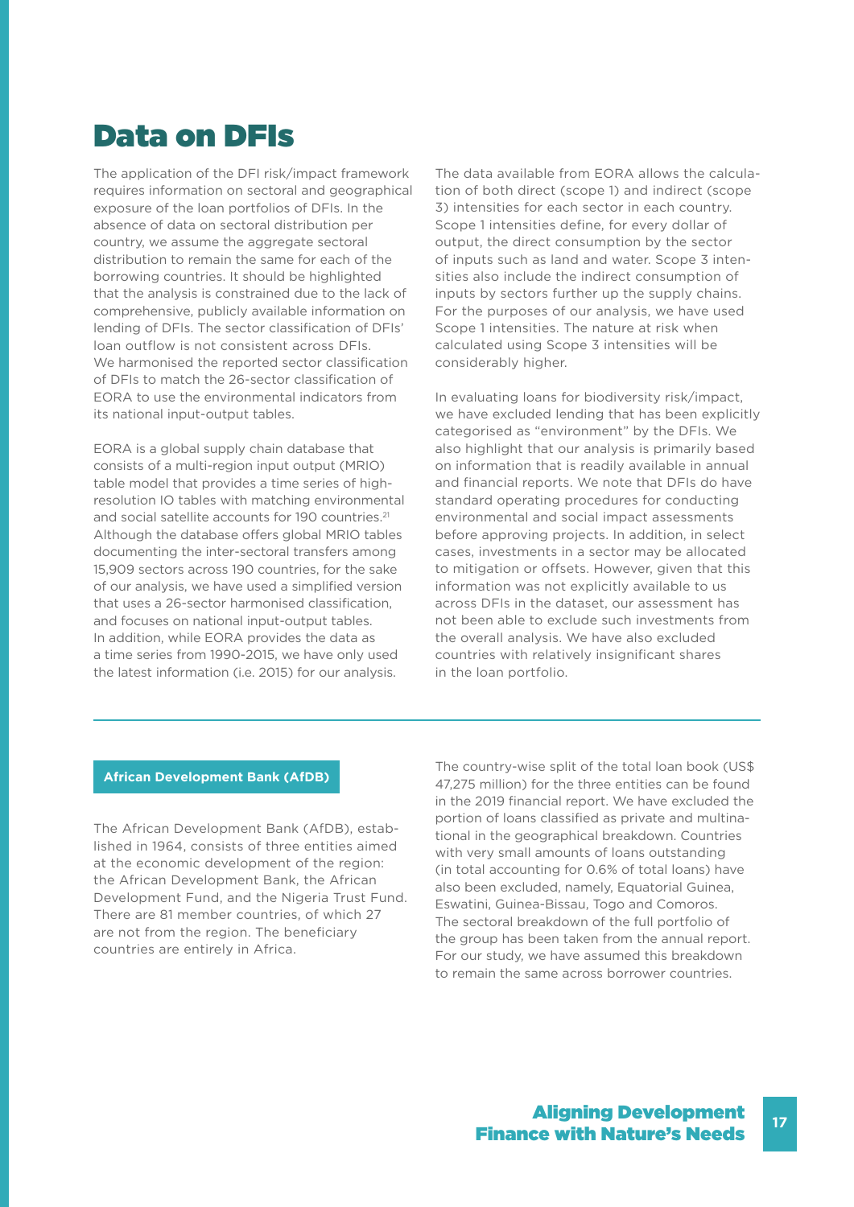# Data on DFIs

The application of the DFI risk/impact framework requires information on sectoral and geographical exposure of the loan portfolios of DFIs. In the absence of data on sectoral distribution per country, we assume the aggregate sectoral distribution to remain the same for each of the borrowing countries. It should be highlighted that the analysis is constrained due to the lack of comprehensive, publicly available information on lending of DFIs. The sector classification of DFIs' loan outflow is not consistent across DFIs. We harmonised the reported sector classification of DFIs to match the 26-sector classification of EORA to use the environmental indicators from its national input-output tables.

EORA is a global supply chain database that consists of a multi-region input output (MRIO) table model that provides a time series of high-resolution IO tables with matching environmental and social satellite accounts for 190 countries.[21] Although the database offers global MRIO tables documenting the inter-sectoral transfers among 15,909 sectors across 190 countries, for the sake of our analysis, we have used a simplified version that uses a 26-sector harmonised classification, and focuses on national input-output tables. In addition, while EORA provides the data as a time series from 1990-2015, we have only used the latest information (i.e. 2015) for our analysis.

The data available from EORA allows the calculation of both direct (scope 1) and indirect (scope 3) intensities for each sector in each country. Scope 1 intensities define, for every dollar of output, the direct consumption by the sector of inputs such as land and water. Scope 3 intensities also include the indirect consumption of inputs by sectors further up the supply chains. For the purposes of our analysis, we have used Scope 1 intensities. The nature at risk when calculated using Scope 3 intensities will be considerably higher.

In evaluating loans for biodiversity risk/impact, we have excluded lending that has been explicitly categorised as "environment" by the DFIs. We also highlight that our analysis is primarily based on information that is readily available in annual and financial reports. We note that DFIs do have standard operating procedures for conducting environmental and social impact assessments before approving projects. In addition, in select cases, investments in a sector may be allocated to mitigation or offsets. However, given that this information was not explicitly available to us across DFIs in the dataset, our assessment has not been able to exclude such investments from the overall analysis. We have also excluded countries with relatively insignificant shares in the loan portfolio.

## African Development Bank (AfDB)

The African Development Bank (AfDB), established in 1964, consists of three entities aimed at the economic development of the region: the African Development Bank, the African Development Fund, and the Nigeria Trust Fund. There are 81 member countries, of which 27 are not from the region. The beneficiary countries are entirely in Africa.

The country-wise split of the total loan book (US$ 47,275 million) for the three entities can be found in the 2019 financial report. We have excluded the portion of loans classified as private and multinational in the geographical breakdown. Countries with very small amounts of loans outstanding (in total accounting for 0.6% of total loans) have also been excluded, namely, Equatorial Guinea, Eswatini, Guinea-Bissau, Togo and Comoros. The sectoral breakdown of the full portfolio of the group has been taken from the annual report. For our study, we have assumed this breakdown to remain the same across borrower countries.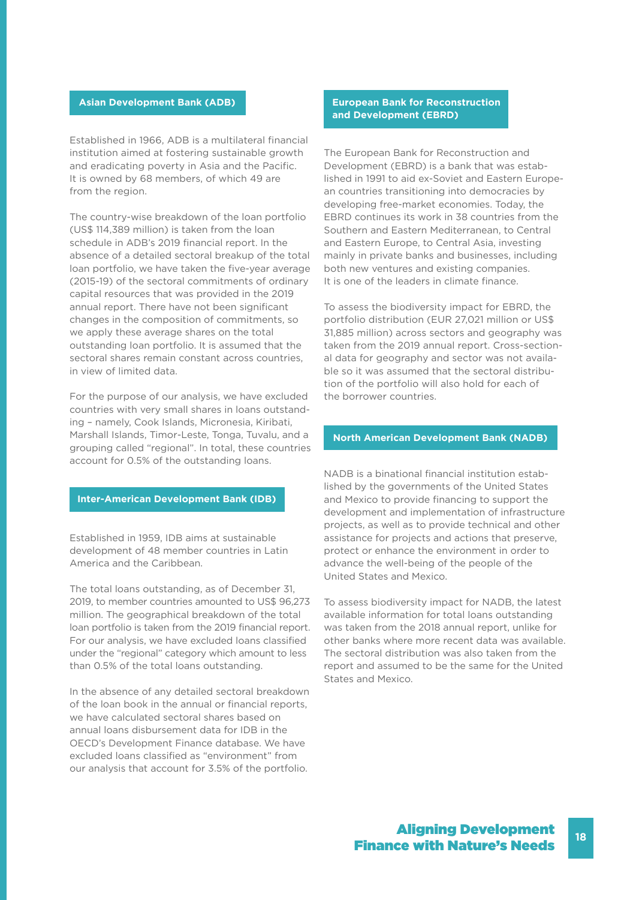## Asian Development Bank (ADB)

Established in 1966, ADB is a multilateral financial institution aimed at fostering sustainable growth and eradicating poverty in Asia and the Pacific. It is owned by 68 members, of which 49 are from the region.

The country-wise breakdown of the loan portfolio (US$ 114,389 million) is taken from the loan schedule in ADB's 2019 financial report. In the absence of a detailed sectoral breakup of the total loan portfolio, we have taken the five-year average (2015-19) of the sectoral commitments of ordinary capital resources that was provided in the 2019 annual report. There have not been significant changes in the composition of commitments, so we apply these average shares on the total outstanding loan portfolio. It is assumed that the sectoral shares remain constant across countries, in view of limited data.

For the purpose of our analysis, we have excluded countries with very small shares in loans outstanding – namely, Cook Islands, Micronesia, Kiribati, Marshall Islands, Timor-Leste, Tonga, Tuvalu, and a grouping called "regional". In total, these countries account for 0.5% of the outstanding loans.

## Inter-American Development Bank (IDB)

Established in 1959, IDB aims at sustainable development of 48 member countries in Latin America and the Caribbean.

The total loans outstanding, as of December 31, 2019, to member countries amounted to US$ 96,273 million. The geographical breakdown of the total loan portfolio is taken from the 2019 financial report. For our analysis, we have excluded loans classified under the "regional" category which amount to less than 0.5% of the total loans outstanding.

In the absence of any detailed sectoral breakdown of the loan book in the annual or financial reports, we have calculated sectoral shares based on annual loans disbursement data for IDB in the OECD's Development Finance database. We have excluded loans classified as "environment" from our analysis that account for 3.5% of the portfolio.

## European Bank for Reconstruction and Development (EBRD)

The European Bank for Reconstruction and Development (EBRD) is a bank that was established in 1991 to aid ex-Soviet and Eastern European countries transitioning into democracies by developing free-market economies. Today, the EBRD continues its work in 38 countries from the Southern and Eastern Mediterranean, to Central and Eastern Europe, to Central Asia, investing mainly in private banks and businesses, including both new ventures and existing companies. It is one of the leaders in climate finance.

To assess the biodiversity impact for EBRD, the portfolio distribution (EUR 27,021 million or US$ 31,885 million) across sectors and geography was taken from the 2019 annual report. Cross-sectional data for geography and sector was not available so it was assumed that the sectoral distribution of the portfolio will also hold for each of the borrower countries.

## North American Development Bank (NADB)

NADB is a binational financial institution established by the governments of the United States and Mexico to provide financing to support the development and implementation of infrastructure projects, as well as to provide technical and other assistance for projects and actions that preserve, protect or enhance the environment in order to advance the well-being of the people of the United States and Mexico.

To assess biodiversity impact for NADB, the latest available information for total loans outstanding was taken from the 2018 annual report, unlike for other banks where more recent data was available. The sectoral distribution was also taken from the report and assumed to be the same for the United States and Mexico.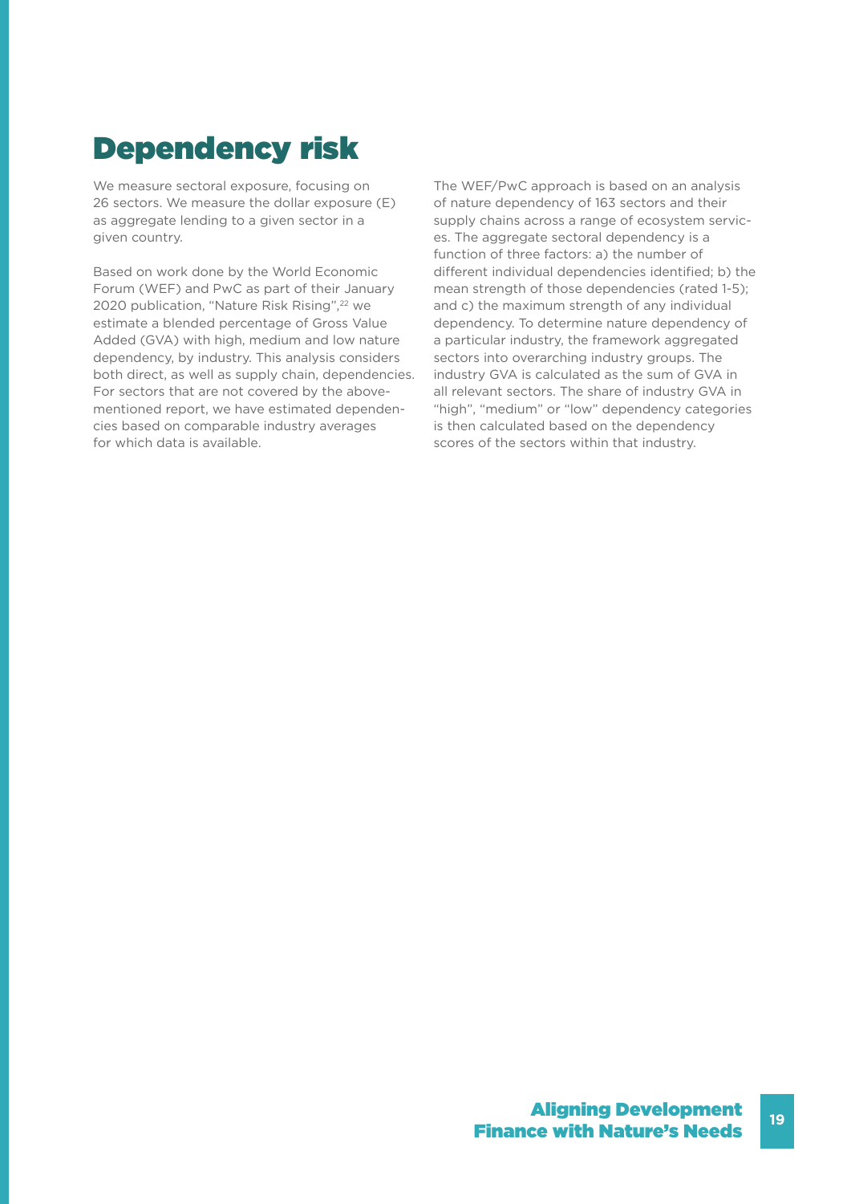# Dependency risk

We measure sectoral exposure, focusing on 26 sectors. We measure the dollar exposure (E) as aggregate lending to a given sector in a given country.

Based on work done by the World Economic Forum (WEF) and PwC as part of their January 2020 publication, "Nature Risk Rising",[22] we estimate a blended percentage of Gross Value Added (GVA) with high, medium and low nature dependency, by industry. This analysis considers both direct, as well as supply chain, dependencies. For sectors that are not covered by the above-mentioned report, we have estimated dependencies based on comparable industry averages for which data is available.

The WEF/PwC approach is based on an analysis of nature dependency of 163 sectors and their supply chains across a range of ecosystem services. The aggregate sectoral dependency is a function of three factors: a) the number of different individual dependencies identified; b) the mean strength of those dependencies (rated 1-5); and c) the maximum strength of any individual dependency. To determine nature dependency of a particular industry, the framework aggregated sectors into overarching industry groups. The industry GVA is calculated as the sum of GVA in all relevant sectors. The share of industry GVA in "high", "medium" or "low" dependency categories is then calculated based on the dependency scores of the sectors within that industry.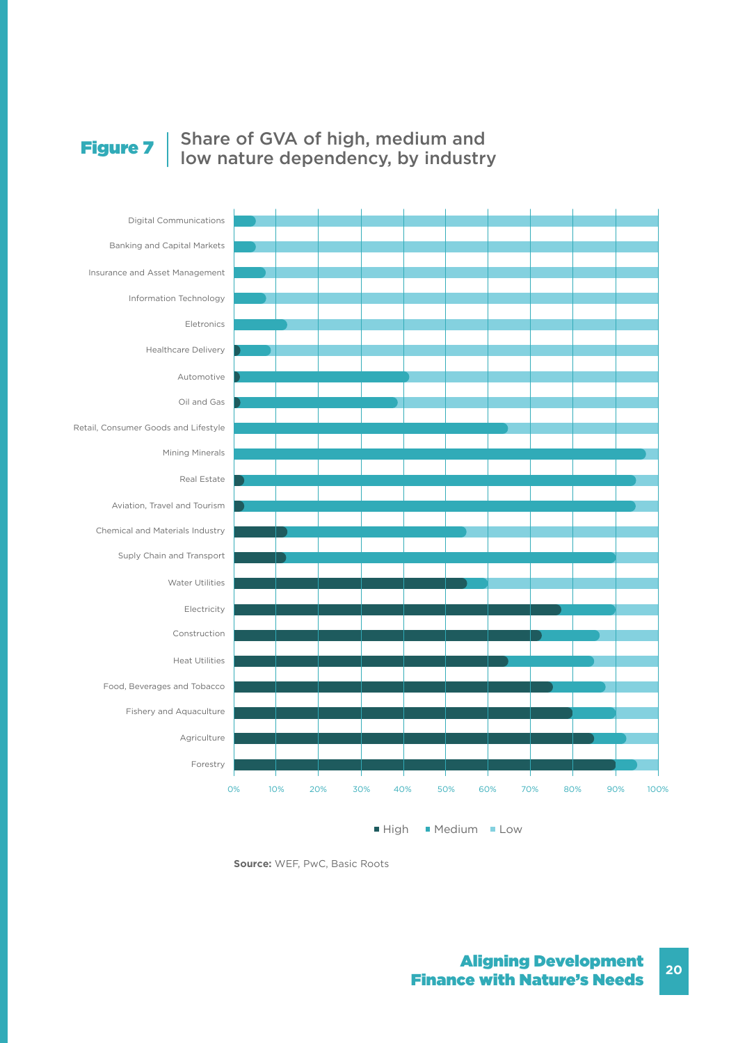**Figure 7** | Share of GVA of high, medium and low nature dependency, by industry

Digital Communications
Banking and Capital Markets
Insurance and Asset Management
Information Technology
Eletronics
Healthcare Delivery
Automotive
Oil and Gas
Retail, Consumer Goods and Lifestyle
Mining Minerals
Real Estate
Aviation, Travel and Tourism
Chemical and Materials Industry
Suply Chain and Transport
Water Utilities
Electricity
Construction
Heat Utilities
Food, Beverages and Tobacco
Fishery and Aquaculture
Agriculture
Forestry

0% 10% 20% 30% 40% 50% 60% 70% 80% 90% 100%

High Medium Low

**Source:** WEF, PwC, Basic Roots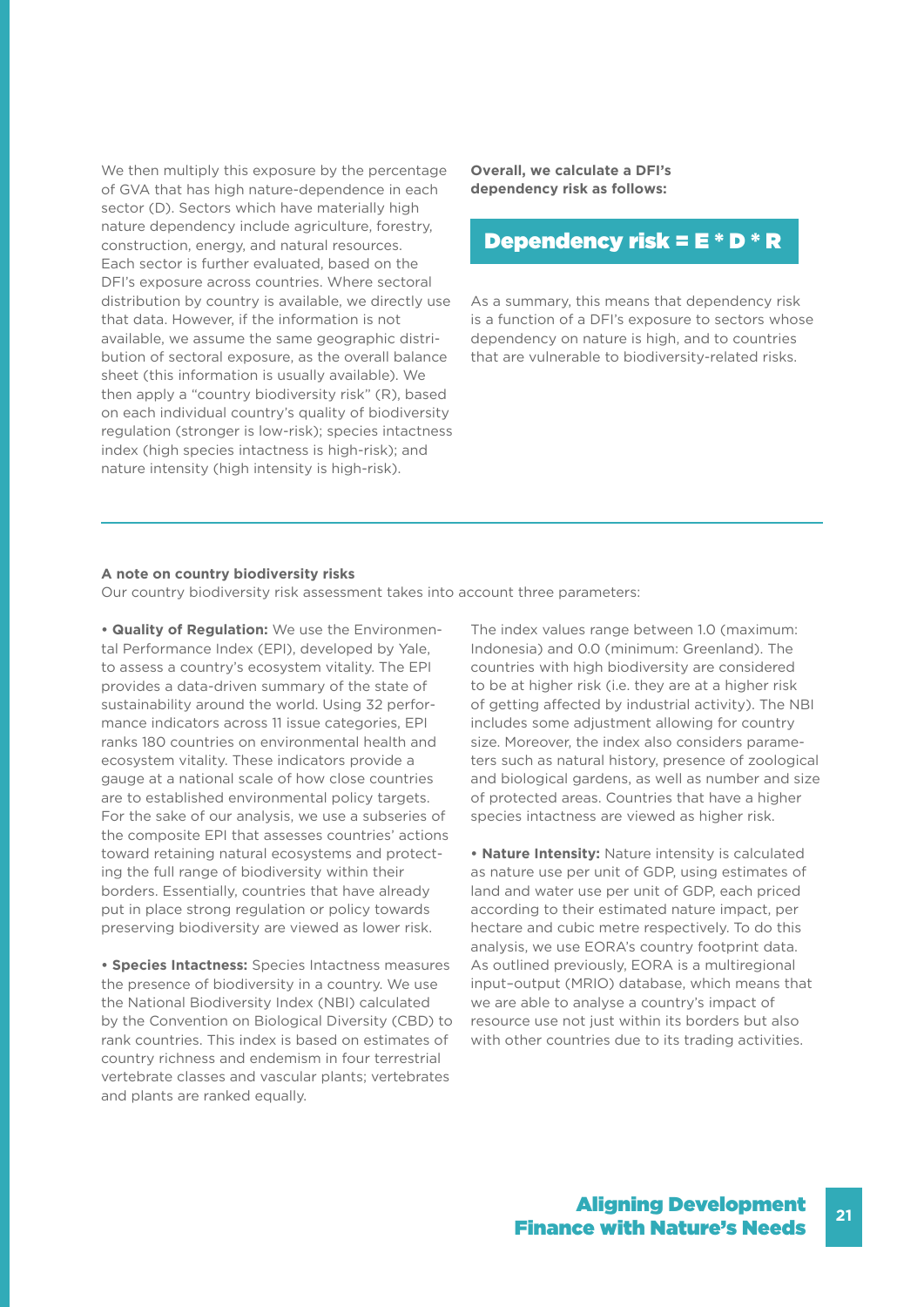We then multiply this exposure by the percentage of GVA that has high nature-dependence in each sector (D). Sectors which have materially high nature dependency include agriculture, forestry, construction, energy, and natural resources. Each sector is further evaluated, based on the DFI's exposure across countries. Where sectoral distribution by country is available, we directly use that data. However, if the information is not available, we assume the same geographic distribution of sectoral exposure, as the overall balance sheet (this information is usually available). We then apply a "country biodiversity risk" (R), based on each individual country's quality of biodiversity regulation (stronger is low-risk); species intactness index (high species intactness is high-risk); and nature intensity (high intensity is high-risk).

**Overall, we calculate a DFI's dependency risk as follows:**

**Dependency risk = E * D * R**

As a summary, this means that dependency risk is a function of a DFI's exposure to sectors whose dependency on nature is high, and to countries that are vulnerable to biodiversity-related risks.

**A note on country biodiversity risks**

Our country biodiversity risk assessment takes into account three parameters:

- **Quality of Regulation:** We use the Environmental Performance Index (EPI), developed by Yale, to assess a country's ecosystem vitality. The EPI provides a data-driven summary of the state of sustainability around the world. Using 32 performance indicators across 11 issue categories, EPI ranks 180 countries on environmental health and ecosystem vitality. These indicators provide a gauge at a national scale of how close countries are to established environmental policy targets. For the sake of our analysis, we use a subseries of the composite EPI that assesses countries' actions toward retaining natural ecosystems and protecting the full range of biodiversity within their borders. Essentially, countries that have already put in place strong regulation or policy towards preserving biodiversity are viewed as lower risk.

- **Species Intactness:** Species Intactness measures the presence of biodiversity in a country. We use the National Biodiversity Index (NBI) calculated by the Convention on Biological Diversity (CBD) to rank countries. This index is based on estimates of country richness and endemism in four terrestrial vertebrate classes and vascular plants; vertebrates and plants are ranked equally.

The index values range between 1.0 (maximum: Indonesia) and 0.0 (minimum: Greenland). The countries with high biodiversity are considered to be at higher risk (i.e. they are at a higher risk of getting affected by industrial activity). The NBI includes some adjustment allowing for country size. Moreover, the index also considers parameters such as natural history, presence of zoological and biological gardens, as well as number and size of protected areas. Countries that have a higher species intactness are viewed as higher risk.

- **Nature Intensity:** Nature intensity is calculated as nature use per unit of GDP, using estimates of land and water use per unit of GDP, each priced according to their estimated nature impact, per hectare and cubic metre respectively. To do this analysis, we use EORA's country footprint data. As outlined previously, EORA is a multiregional input–output (MRIO) database, which means that we are able to analyse a country's impact of resource use not just within its borders but also with other countries due to its trading activities.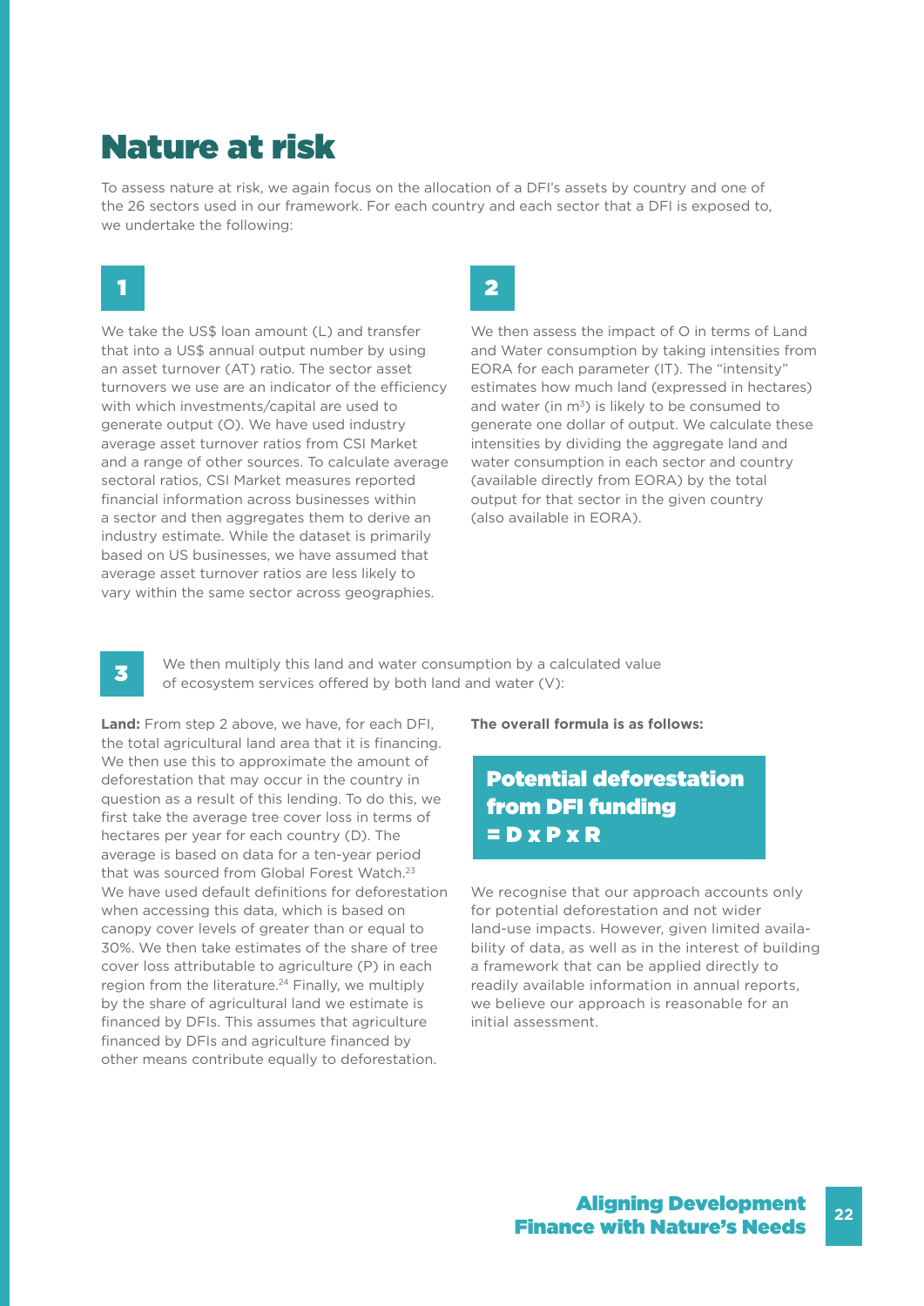# Nature at risk

To assess nature at risk, we again focus on the allocation of a DFI's assets by country and one of the 26 sectors used in our framework. For each country and each sector that a DFI is exposed to, we undertake the following:

**1**

We take the US$ loan amount (L) and transfer that into a US$ annual output number by using an asset turnover (AT) ratio. The sector asset turnovers we use are an indicator of the efficiency with which investments/capital are used to generate output (O). We have used industry average asset turnover ratios from CSI Market and a range of other sources. To calculate average sectoral ratios, CSI Market measures reported financial information across businesses within a sector and then aggregates them to derive an industry estimate. While the dataset is primarily based on US businesses, we have assumed that average asset turnover ratios are less likely to vary within the same sector across geographies.

**2**

We then assess the impact of O in terms of Land and Water consumption by taking intensities from EORA for each parameter (IT). The "intensity" estimates how much land (expressed in hectares) and water (in $m^3$) is likely to be consumed to generate one dollar of output. We calculate these intensities by dividing the aggregate land and water consumption in each sector and country (available directly from EORA) by the total output for that sector in the given country (also available in EORA).

**3**

We then multiply this land and water consumption by a calculated value of ecosystem services offered by both land and water (V):

**Land:** From step 2 above, we have, for each DFI, the total agricultural land area that it is financing. We then use this to approximate the amount of deforestation that may occur in the country in question as a result of this lending. To do this, we first take the average tree cover loss in terms of hectares per year for each country (D). The average is based on data for a ten-year period that was sourced from Global Forest Watch.[23] We have used default definitions for deforestation when accessing this data, which is based on canopy cover levels of greater than or equal to 30%. We then take estimates of the share of tree cover loss attributable to agriculture (P) in each region from the literature.[24] Finally, we multiply by the share of agricultural land we estimate is financed by DFIs. This assumes that agriculture financed by DFIs and agriculture financed by other means contribute equally to deforestation.

**The overall formula is as follows:**

**Potential deforestation from DFI funding = D x P x R**

We recognise that our approach accounts only for potential deforestation and not wider land-use impacts. However, given limited availability of data, as well as in the interest of building a framework that can be applied directly to readily available information in annual reports, we believe our approach is reasonable for an initial assessment.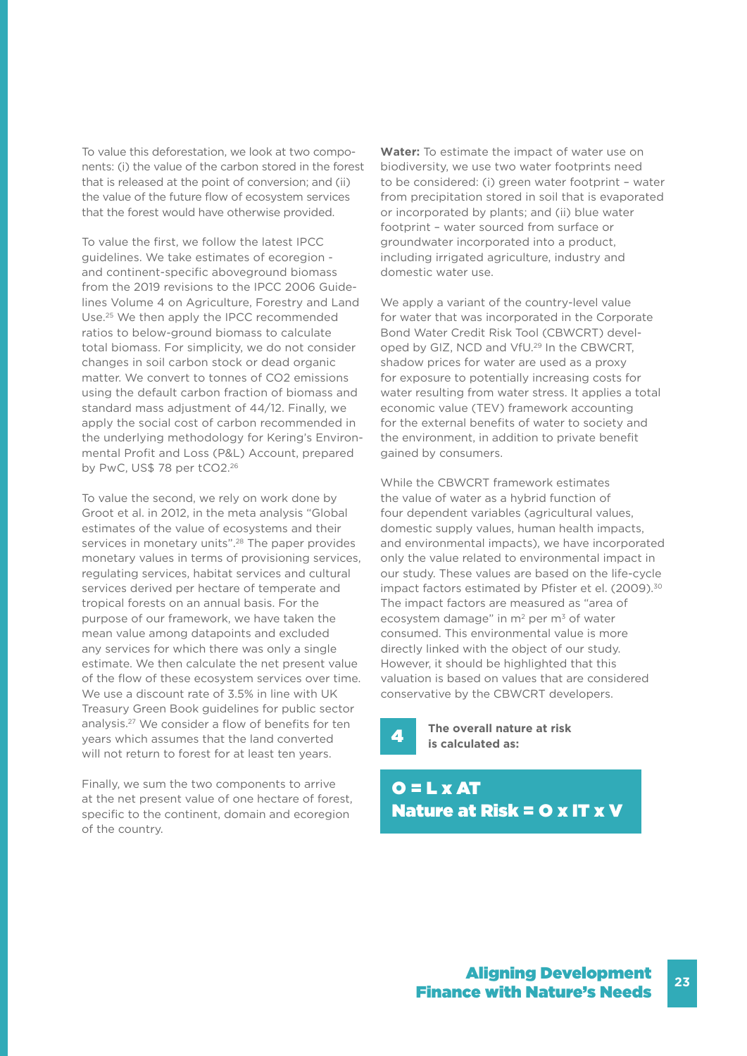To value this deforestation, we look at two components: (i) the value of the carbon stored in the forest that is released at the point of conversion; and (ii) the value of the future flow of ecosystem services that the forest would have otherwise provided.

To value the first, we follow the latest IPCC guidelines. We take estimates of ecoregion - and continent-specific aboveground biomass from the 2019 revisions to the IPCC 2006 Guidelines Volume 4 on Agriculture, Forestry and Land Use.[25] We then apply the IPCC recommended ratios to below-ground biomass to calculate total biomass. For simplicity, we do not consider changes in soil carbon stock or dead organic matter. We convert to tonnes of CO2 emissions using the default carbon fraction of biomass and standard mass adjustment of 44/12. Finally, we apply the social cost of carbon recommended in the underlying methodology for Kering's Environmental Profit and Loss (P&L) Account, prepared by PwC, US$ 78 per tCO2.[26]

To value the second, we rely on work done by Groot et al. in 2012, in the meta analysis "Global estimates of the value of ecosystems and their services in monetary units".[28] The paper provides monetary values in terms of provisioning services, regulating services, habitat services and cultural services derived per hectare of temperate and tropical forests on an annual basis. For the purpose of our framework, we have taken the mean value among datapoints and excluded any services for which there was only a single estimate. We then calculate the net present value of the flow of these ecosystem services over time. We use a discount rate of 3.5% in line with UK Treasury Green Book guidelines for public sector analysis.[27] We consider a flow of benefits for ten years which assumes that the land converted will not return to forest for at least ten years.

Finally, we sum the two components to arrive at the net present value of one hectare of forest, specific to the continent, domain and ecoregion of the country.

**Water:** To estimate the impact of water use on biodiversity, we use two water footprints need to be considered: (i) green water footprint – water from precipitation stored in soil that is evaporated or incorporated by plants; and (ii) blue water footprint – water sourced from surface or groundwater incorporated into a product, including irrigated agriculture, industry and domestic water use.

We apply a variant of the country-level value for water that was incorporated in the Corporate Bond Water Credit Risk Tool (CBWCRT) developed by GIZ, NCD and VfU.[29] In the CBWCRT, shadow prices for water are used as a proxy for exposure to potentially increasing costs for water resulting from water stress. It applies a total economic value (TEV) framework accounting for the external benefits of water to society and the environment, in addition to private benefit gained by consumers.

While the CBWCRT framework estimates the value of water as a hybrid function of four dependent variables (agricultural values, domestic supply values, human health impacts, and environmental impacts), we have incorporated only the value related to environmental impact in our study. These values are based on the life-cycle impact factors estimated by Pfister et el. (2009).[30] The impact factors are measured as "area of ecosystem damage" in $m^2$ per $m^3$ of water consumed. This environmental value is more directly linked with the object of our study. However, it should be highlighted that this valuation is based on values that are considered conservative by the CBWCRT developers.

**4** **The overall nature at risk is calculated as:**

**O = L x AT**
**Nature at Risk = O x IT x V**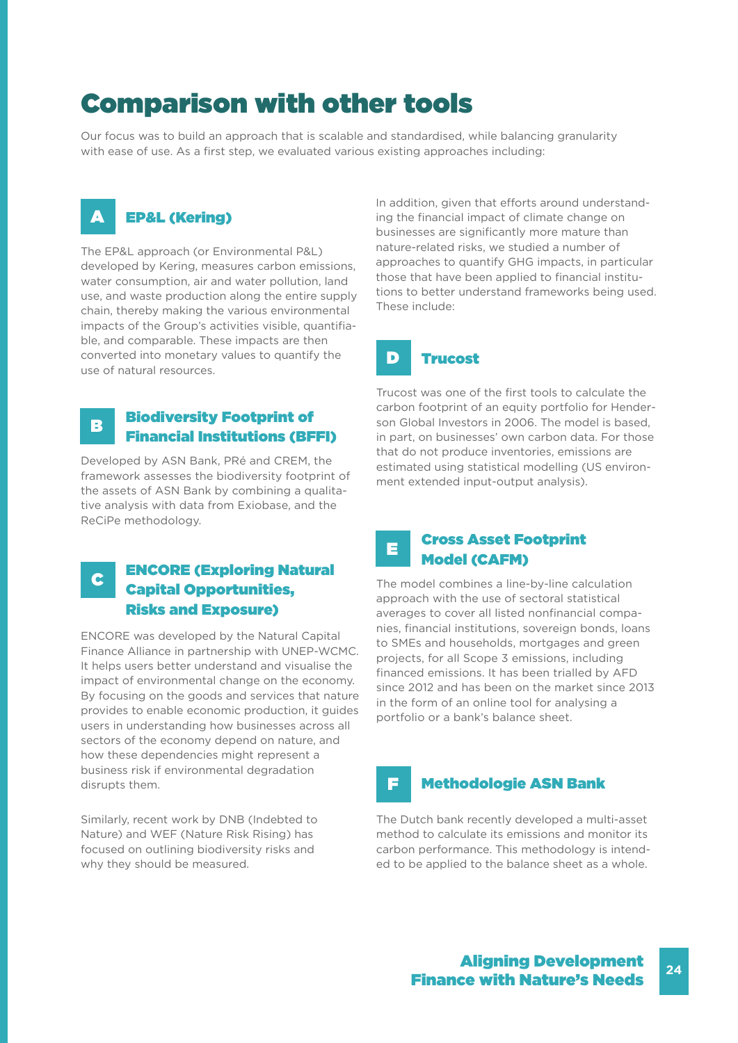# Comparison with other tools

Our focus was to build an approach that is scalable and standardised, while balancing granularity with ease of use. As a first step, we evaluated various existing approaches including:

### A EP&L (Kering)

The EP&L approach (or Environmental P&L) developed by Kering, measures carbon emissions, water consumption, air and water pollution, land use, and waste production along the entire supply chain, thereby making the various environmental impacts of the Group's activities visible, quantifiable, and comparable. These impacts are then converted into monetary values to quantify the use of natural resources.

### B Biodiversity Footprint of Financial Institutions (BFFI)

Developed by ASN Bank, PRé and CREM, the framework assesses the biodiversity footprint of the assets of ASN Bank by combining a qualitative analysis with data from Exiobase, and the ReCiPe methodology.

### C ENCORE (Exploring Natural Capital Opportunities, Risks and Exposure)

ENCORE was developed by the Natural Capital Finance Alliance in partnership with UNEP-WCMC. It helps users better understand and visualise the impact of environmental change on the economy. By focusing on the goods and services that nature provides to enable economic production, it guides users in understanding how businesses across all sectors of the economy depend on nature, and how these dependencies might represent a business risk if environmental degradation disrupts them.

Similarly, recent work by DNB (Indebted to Nature) and WEF (Nature Risk Rising) has focused on outlining biodiversity risks and why they should be measured.

In addition, given that efforts around understanding the financial impact of climate change on businesses are significantly more mature than nature-related risks, we studied a number of approaches to quantify GHG impacts, in particular those that have been applied to financial institutions to better understand frameworks being used. These include:

### D Trucost

Trucost was one of the first tools to calculate the carbon footprint of an equity portfolio for Henderson Global Investors in 2006. The model is based, in part, on businesses' own carbon data. For those that do not produce inventories, emissions are estimated using statistical modelling (US environment extended input-output analysis).

### E Cross Asset Footprint Model (CAFM)

The model combines a line-by-line calculation approach with the use of sectoral statistical averages to cover all listed nonfinancial companies, financial institutions, sovereign bonds, loans to SMEs and households, mortgages and green projects, for all Scope 3 emissions, including financed emissions. It has been trialled by AFD since 2012 and has been on the market since 2013 in the form of an online tool for analysing a portfolio or a bank's balance sheet.

### F Methodologie ASN Bank

The Dutch bank recently developed a multi-asset method to calculate its emissions and monitor its carbon performance. This methodology is intended to be applied to the balance sheet as a whole.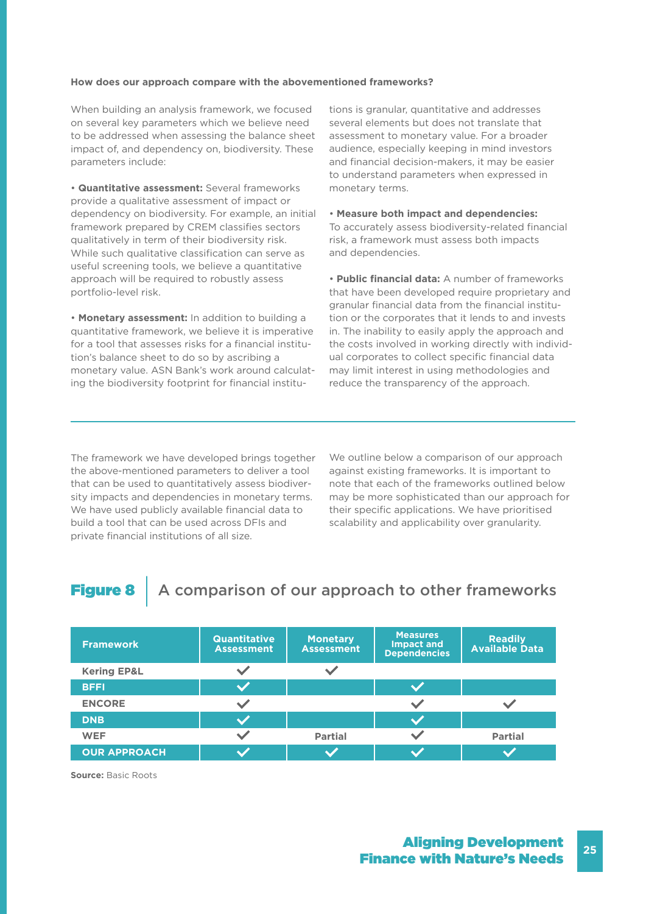**How does our approach compare with the abovementioned frameworks?**

When building an analysis framework, we focused on several key parameters which we believe need to be addressed when assessing the balance sheet impact of, and dependency on, biodiversity. These parameters include:

• **Quantitative assessment:** Several frameworks provide a qualitative assessment of impact or dependency on biodiversity. For example, an initial framework prepared by CREM classifies sectors qualitatively in term of their biodiversity risk. While such qualitative classification can serve as useful screening tools, we believe a quantitative approach will be required to robustly assess portfolio-level risk.

• **Monetary assessment:** In addition to building a quantitative framework, we believe it is imperative for a tool that assesses risks for a financial institution's balance sheet to do so by ascribing a monetary value. ASN Bank's work around calculating the biodiversity footprint for financial institutions is granular, quantitative and addresses several elements but does not translate that assessment to monetary value. For a broader audience, especially keeping in mind investors and financial decision-makers, it may be easier to understand parameters when expressed in monetary terms.

• **Measure both impact and dependencies:** To accurately assess biodiversity-related financial risk, a framework must assess both impacts and dependencies.

• **Public financial data:** A number of frameworks that have been developed require proprietary and granular financial data from the financial institution or the corporates that it lends to and invests in. The inability to easily apply the approach and the costs involved in working directly with individual corporates to collect specific financial data may limit interest in using methodologies and reduce the transparency of the approach.

The framework we have developed brings together the above-mentioned parameters to deliver a tool that can be used to quantitatively assess biodiversity impacts and dependencies in monetary terms. We have used publicly available financial data to build a tool that can be used across DFIs and private financial institutions of all size.

We outline below a comparison of our approach against existing frameworks. It is important to note that each of the frameworks outlined below may be more sophisticated than our approach for their specific applications. We have prioritised scalability and applicability over granularity.

## Figure 8 A comparison of our approach to other frameworks

| Framework | Quantitative Assessment | Monetary Assessment | Measures Impact and Dependencies | Readily Available Data |
|---|---|---|---|---|
| Kering EP&L | ✓ | ✓ | | |
| BFFI | ✓ | | ✓ | |
| ENCORE | ✓ | | ✓ | ✓ |
| DNB | ✓ | | ✓ | |
| WEF | ✓ | Partial | ✓ | Partial |
| OUR APPROACH | ✓ | ✓ | ✓ | ✓ |

**Source:** Basic Roots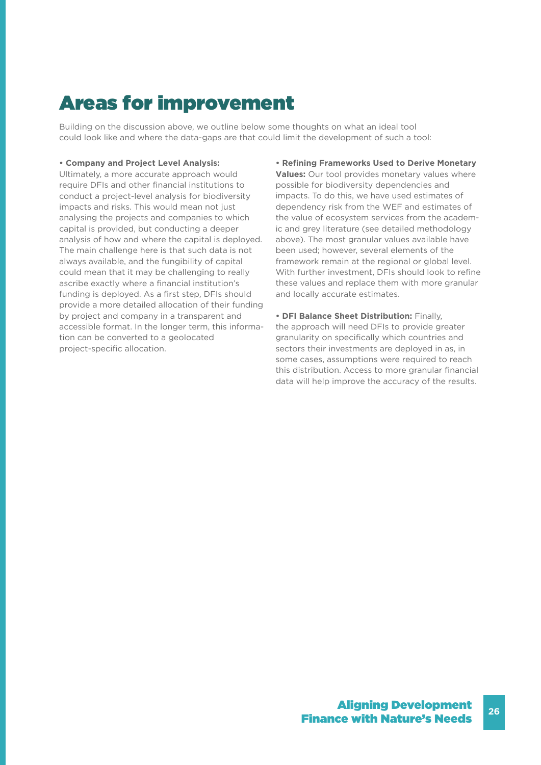# Areas for improvement

Building on the discussion above, we outline below some thoughts on what an ideal tool could look like and where the data-gaps are that could limit the development of such a tool:

- **Company and Project Level Analysis:** Ultimately, a more accurate approach would require DFIs and other financial institutions to conduct a project-level analysis for biodiversity impacts and risks. This would mean not just analysing the projects and companies to which capital is provided, but conducting a deeper analysis of how and where the capital is deployed. The main challenge here is that such data is not always available, and the fungibility of capital could mean that it may be challenging to really ascribe exactly where a financial institution's funding is deployed. As a first step, DFIs should provide a more detailed allocation of their funding by project and company in a transparent and accessible format. In the longer term, this information can be converted to a geolocated project-specific allocation.

- **Refining Frameworks Used to Derive Monetary Values:** Our tool provides monetary values where possible for biodiversity dependencies and impacts. To do this, we have used estimates of dependency risk from the WEF and estimates of the value of ecosystem services from the academic and grey literature (see detailed methodology above). The most granular values available have been used; however, several elements of the framework remain at the regional or global level. With further investment, DFIs should look to refine these values and replace them with more granular and locally accurate estimates.

- **DFI Balance Sheet Distribution:** Finally, the approach will need DFIs to provide greater granularity on specifically which countries and sectors their investments are deployed in as, in some cases, assumptions were required to reach this distribution. Access to more granular financial data will help improve the accuracy of the results.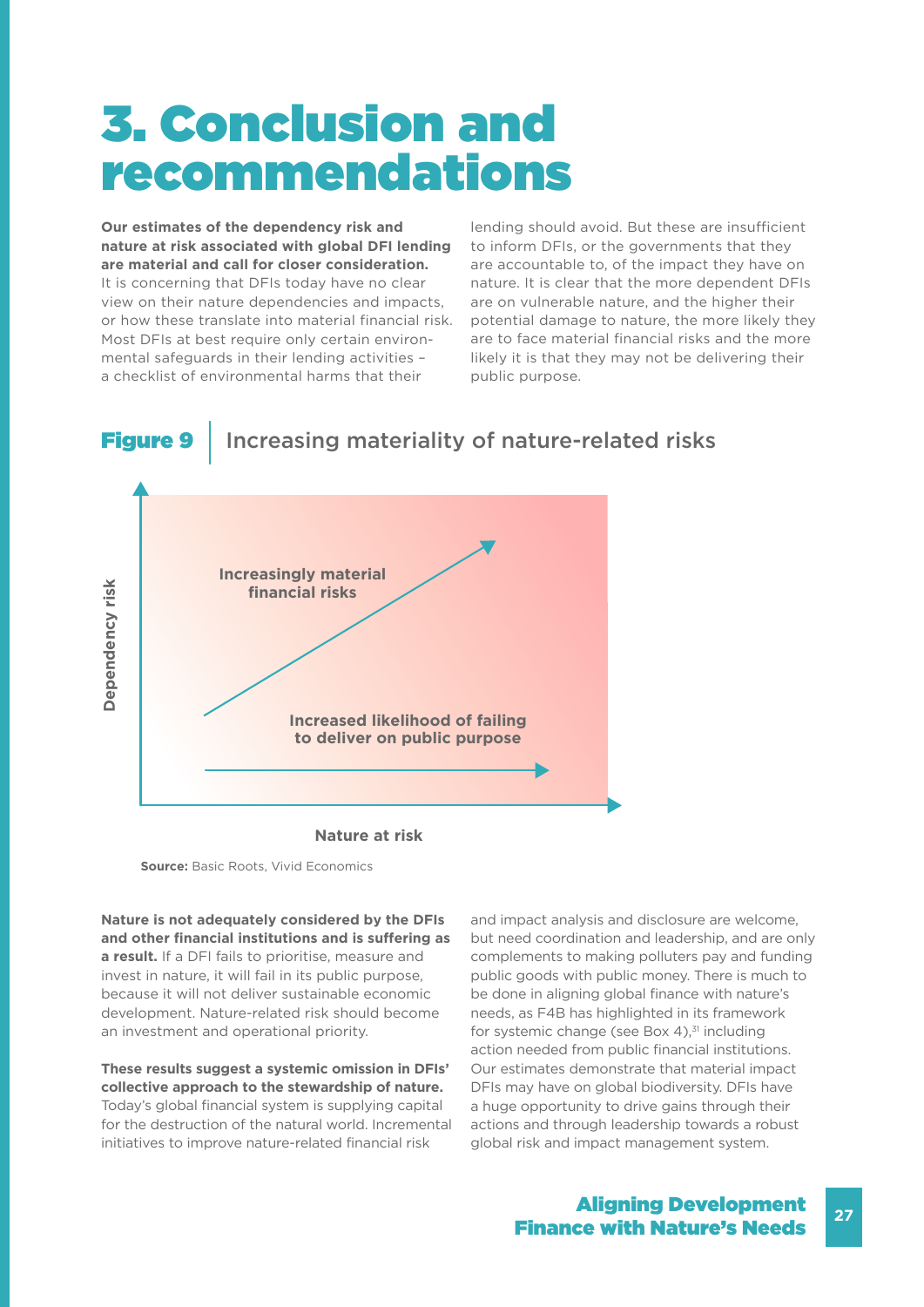# 3. Conclusion and recommendations

**Our estimates of the dependency risk and nature at risk associated with global DFI lending are material and call for closer consideration.** It is concerning that DFIs today have no clear view on their nature dependencies and impacts, or how these translate into material financial risk. Most DFIs at best require only certain environmental safeguards in their lending activities – a checklist of environmental harms that their lending should avoid. But these are insufficient to inform DFIs, or the governments that they are accountable to, of the impact they have on nature. It is clear that the more dependent DFIs are on vulnerable nature, and the higher their potential damage to nature, the more likely they are to face material financial risks and the more likely it is that they may not be delivering their public purpose.

**Figure 9** Increasing materiality of nature-related risks

Dependency risk

Increasingly material financial risks

Increased likelihood of failing to deliver on public purpose

Nature at risk

**Source:** Basic Roots, Vivid Economics

**Nature is not adequately considered by the DFIs and other financial institutions and is suffering as a result.** If a DFI fails to prioritise, measure and invest in nature, it will fail in its public purpose, because it will not deliver sustainable economic development. Nature-related risk should become an investment and operational priority.

**These results suggest a systemic omission in DFIs' collective approach to the stewardship of nature.** Today's global financial system is supplying capital for the destruction of the natural world. Incremental initiatives to improve nature-related financial risk and impact analysis and disclosure are welcome, but need coordination and leadership, and are only complements to making polluters pay and funding public goods with public money. There is much to be done in aligning global finance with nature's needs, as F4B has highlighted in its framework for systemic change (see Box 4),[31] including action needed from public financial institutions. Our estimates demonstrate that material impact DFIs may have on global biodiversity. DFIs have a huge opportunity to drive gains through their actions and through leadership towards a robust global risk and impact management system.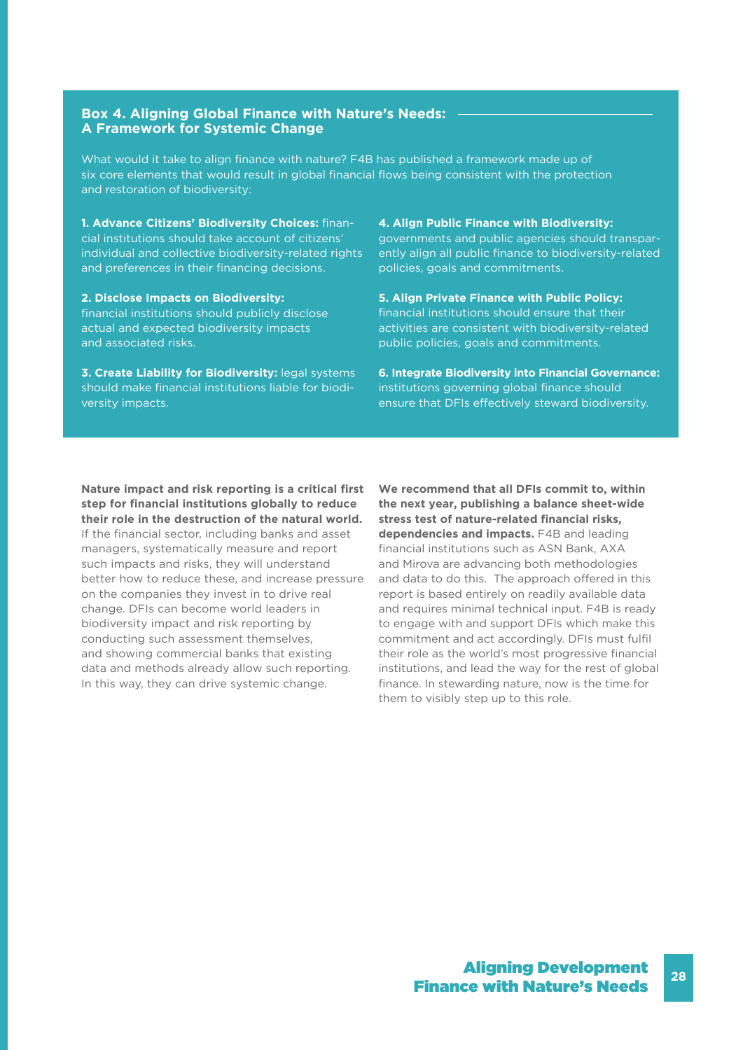### Box 4. Aligning Global Finance with Nature's Needs: A Framework for Systemic Change

What would it take to align finance with nature? F4B has published a framework made up of six core elements that would result in global financial flows being consistent with the protection and restoration of biodiversity:

**1. Advance Citizens' Biodiversity Choices:** financial institutions should take account of citizens' individual and collective biodiversity-related rights and preferences in their financing decisions.

**2. Disclose Impacts on Biodiversity:** financial institutions should publicly disclose actual and expected biodiversity impacts and associated risks.

**3. Create Liability for Biodiversity:** legal systems should make financial institutions liable for biodiversity impacts.

**4. Align Public Finance with Biodiversity:** governments and public agencies should transparently align all public finance to biodiversity-related policies, goals and commitments.

**5. Align Private Finance with Public Policy:** financial institutions should ensure that their activities are consistent with biodiversity-related public policies, goals and commitments.

**6. Integrate Biodiversity into Financial Governance:** institutions governing global finance should ensure that DFIs effectively steward biodiversity.

**Nature impact and risk reporting is a critical first step for financial institutions globally to reduce their role in the destruction of the natural world.** If the financial sector, including banks and asset managers, systematically measure and report such impacts and risks, they will understand better how to reduce these, and increase pressure on the companies they invest in to drive real change. DFIs can become world leaders in biodiversity impact and risk reporting by conducting such assessment themselves, and showing commercial banks that existing data and methods already allow such reporting. In this way, they can drive systemic change.

**We recommend that all DFIs commit to, within the next year, publishing a balance sheet-wide stress test of nature-related financial risks, dependencies and impacts.** F4B and leading financial institutions such as ASN Bank, AXA and Mirova are advancing both methodologies and data to do this. The approach offered in this report is based entirely on readily available data and requires minimal technical input. F4B is ready to engage with and support DFIs which make this commitment and act accordingly. DFIs must fulfil their role as the world's most progressive financial institutions, and lead the way for the rest of global finance. In stewarding nature, now is the time for them to visibly step up to this role.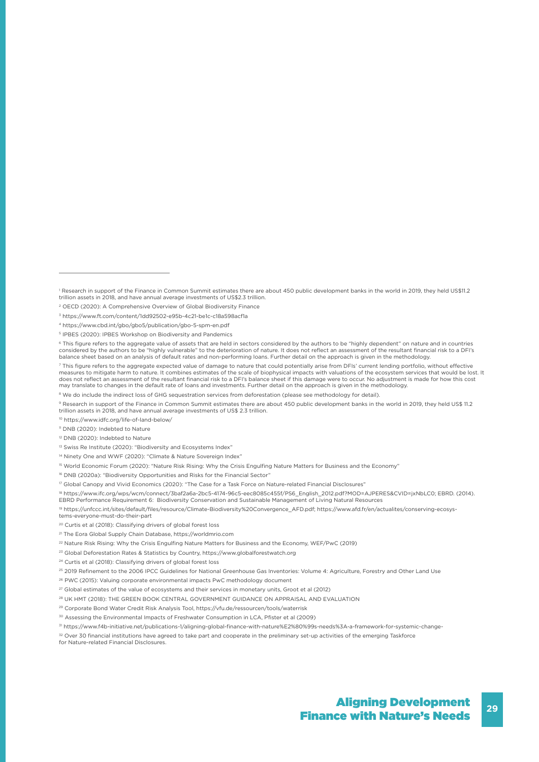[1] Research in support of the Finance in Common Summit estimates there are about 450 public development banks in the world in 2019, they held US$11.2 trillion assets in 2018, and have annual average investments of US$2.3 trillion.

[2] OECD (2020): A Comprehensive Overview of Global Biodiversity Finance

[3] https://www.ft.com/content/1dd92502-e95b-4c21-be1c-c18a598acf1a

[4] https://www.cbd.int/gbo/gbo5/publication/gbo-5-spm-en.pdf

[5] IPBES (2020): IPBES Workshop on Biodiversity and Pandemics

[6] This figure refers to the aggregate value of assets that are held in sectors considered by the authors to be "highly dependent" on nature and in countries considered by the authors to be "highly vulnerable" to the deterioration of nature. It does not reflect an assessment of the resultant financial risk to a DFI's balance sheet based on an analysis of default rates and non-performing loans. Further detail on the approach is given in the methodology.

[7] This figure refers to the aggregate expected value of damage to nature that could potentially arise from DFIs' current lending portfolio, without effective measures to mitigate harm to nature. It combines estimates of the scale of biophysical impacts with valuations of the ecosystem services that would be lost. It does not reflect an assessment of the resultant financial risk to a DFI's balance sheet if this damage were to occur. No adjustment is made for how this cost may translate to changes in the default rate of loans and investments. Further detail on the approach is given in the methodology.

[8] We do include the indirect loss of GHG sequestration services from deforestation (please see methodology for detail).

[9] Research in support of the Finance in Common Summit estimates there are about 450 public development banks in the world in 2019, they held US$ 11.2 trillion assets in 2018, and have annual average investments of US$ 2.3 trillion.

[10] https://www.idfc.org/life-of-land-below/

[11] DNB (2020): Indebted to Nature

[12] DNB (2020): Indebted to Nature

[13] Swiss Re Institute (2020): "Biodiversity and Ecosystems Index"

[14] Ninety One and WWF (2020): "Climate & Nature Sovereign Index"

[15] World Economic Forum (2020): "Nature Risk Rising: Why the Crisis Engulfing Nature Matters for Business and the Economy"

[16] DNB (2020a): "Biodiversity Opportunities and Risks for the Financial Sector"

[17] Global Canopy and Vivid Economics (2020): "The Case for a Task Force on Nature-related Financial Disclosures"

[18] https://www.ifc.org/wps/wcm/connect/3baf2a6a-2bc5-4174-96c5-eec8085c455f/PS6_English_2012.pdf?MOD=AJPERES&CVID=jxNbLC0; EBRD. (2014). EBRD Performance Requirement 6: Biodiversity Conservation and Sustainable Management of Living Natural Resources

[19] https://unfccc.int/sites/default/files/resource/Climate-Biodiversity%20Convergence_AFD.pdf; https://www.afd.fr/en/actualites/conserving-ecosystems-everyone-must-do-their-part

[20] Curtis et al (2018): Classifying drivers of global forest loss

[21] The Eora Global Supply Chain Database, https://worldmrio.com

[22] Nature Risk Rising: Why the Crisis Engulfing Nature Matters for Business and the Economy, WEF/PwC (2019)

[23] Global Deforestation Rates & Statistics by Country, https://www.globalforestwatch.org

[24] Curtis et al (2018): Classifying drivers of global forest loss

[25] 2019 Refinement to the 2006 IPCC Guidelines for National Greenhouse Gas Inventories: Volume 4: Agriculture, Forestry and Other Land Use

[26] PWC (2015): Valuing corporate environmental impacts PwC methodology document

[27] Global estimates of the value of ecosystems and their services in monetary units, Groot et al (2012)

[28] UK HMT (2018): THE GREEN BOOK CENTRAL GOVERNMENT GUIDANCE ON APPRAISAL AND EVALUATION

[29] Corporate Bond Water Credit Risk Analysis Tool, https://vfu.de/ressourcen/tools/waterrisk

[30] Assessing the Environmental Impacts of Freshwater Consumption in LCA, Pfister et al (2009)

[31] https://www.f4b-initiative.net/publications-1/aligning-global-finance-with-nature%E2%80%99s-needs%3A-a-framework-for-systemic-change-

[32] Over 30 financial institutions have agreed to take part and cooperate in the preliminary set-up activities of the emerging Taskforce for Nature-related Financial Disclosures.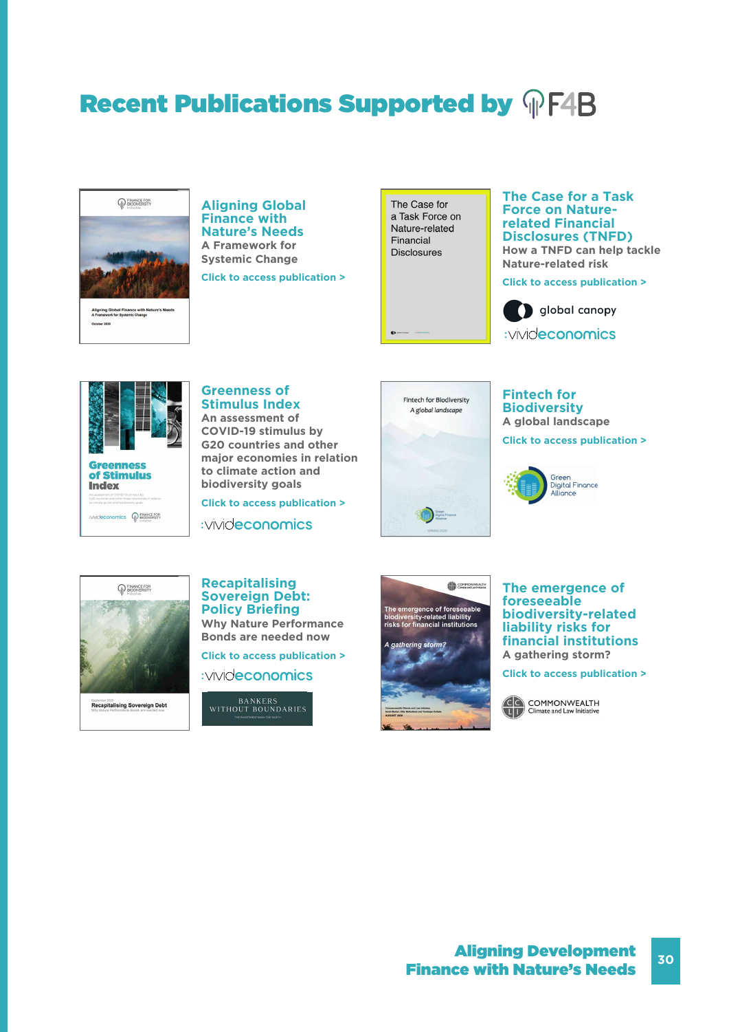# Recent Publications Supported by F4B

## Aligning Global Finance with Nature's Needs

A Framework for Systemic Change

Click to access publication >

## The Case for a Task Force on Nature-related Financial Disclosures (TNFD)

How a TNFD can help tackle Nature-related risk

Click to access publication >

global canopy

vivideconomics

## Greenness of Stimulus Index

An assessment of COVID-19 stimulus by G20 countries and other major economies in relation to climate action and biodiversity goals

Click to access publication >

vivideconomics

## Fintech for Biodiversity

A global landscape

Click to access publication >

Green Digital Finance Alliance

## Recapitalising Sovereign Debt: Policy Briefing

Why Nature Performance Bonds are needed now

Click to access publication >

vivideconomics

BANKERS WITHOUT BOUNDARIES

## The emergence of foreseeable biodiversity-related liability risks for financial institutions

A gathering storm?

Click to access publication >

COMMONWEALTH Climate and Law Initiative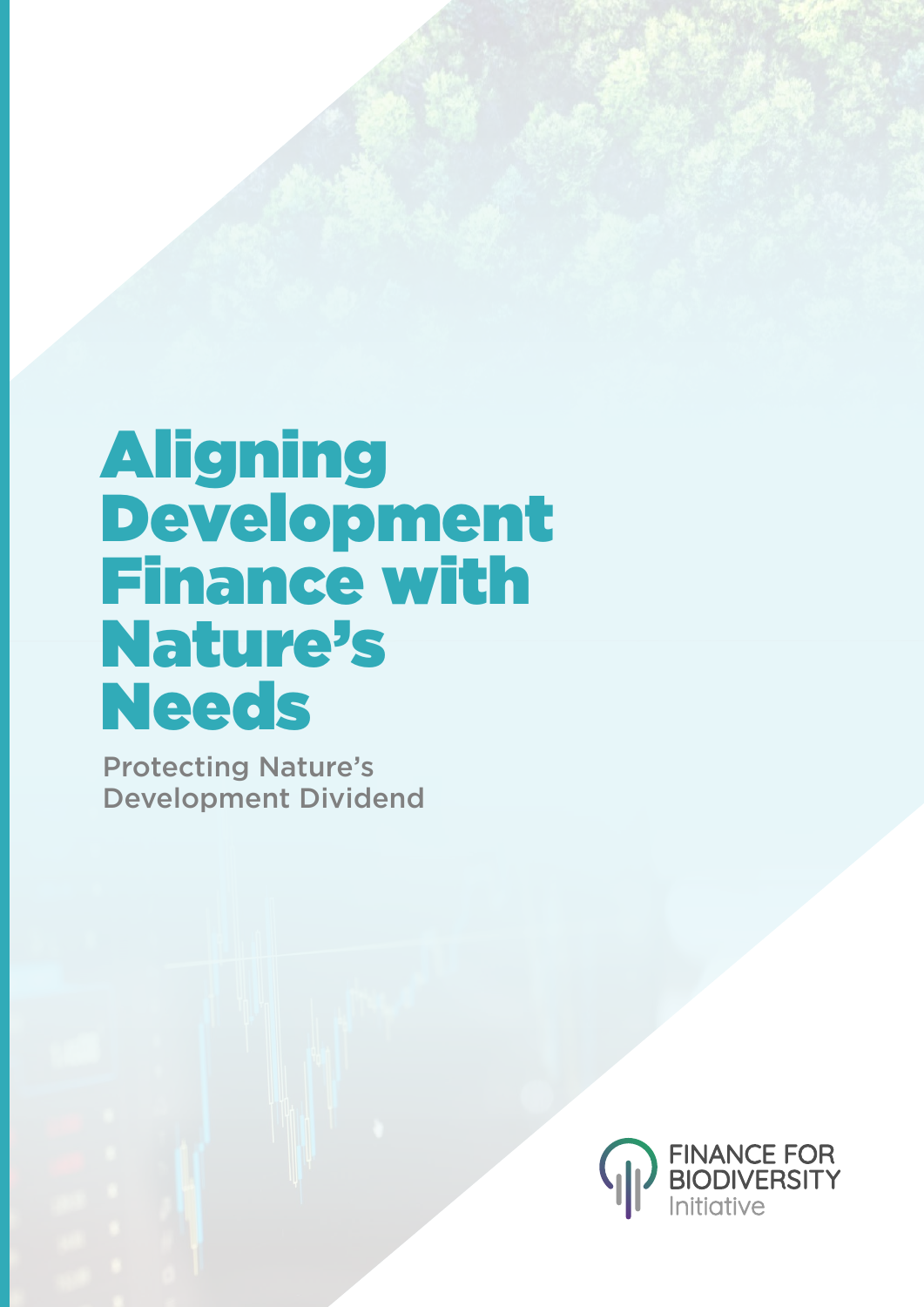# Aligning Development Finance with Nature's Needs

Protecting Nature's Development Dividend

FINANCE FOR BIODIVERSITY Initiative